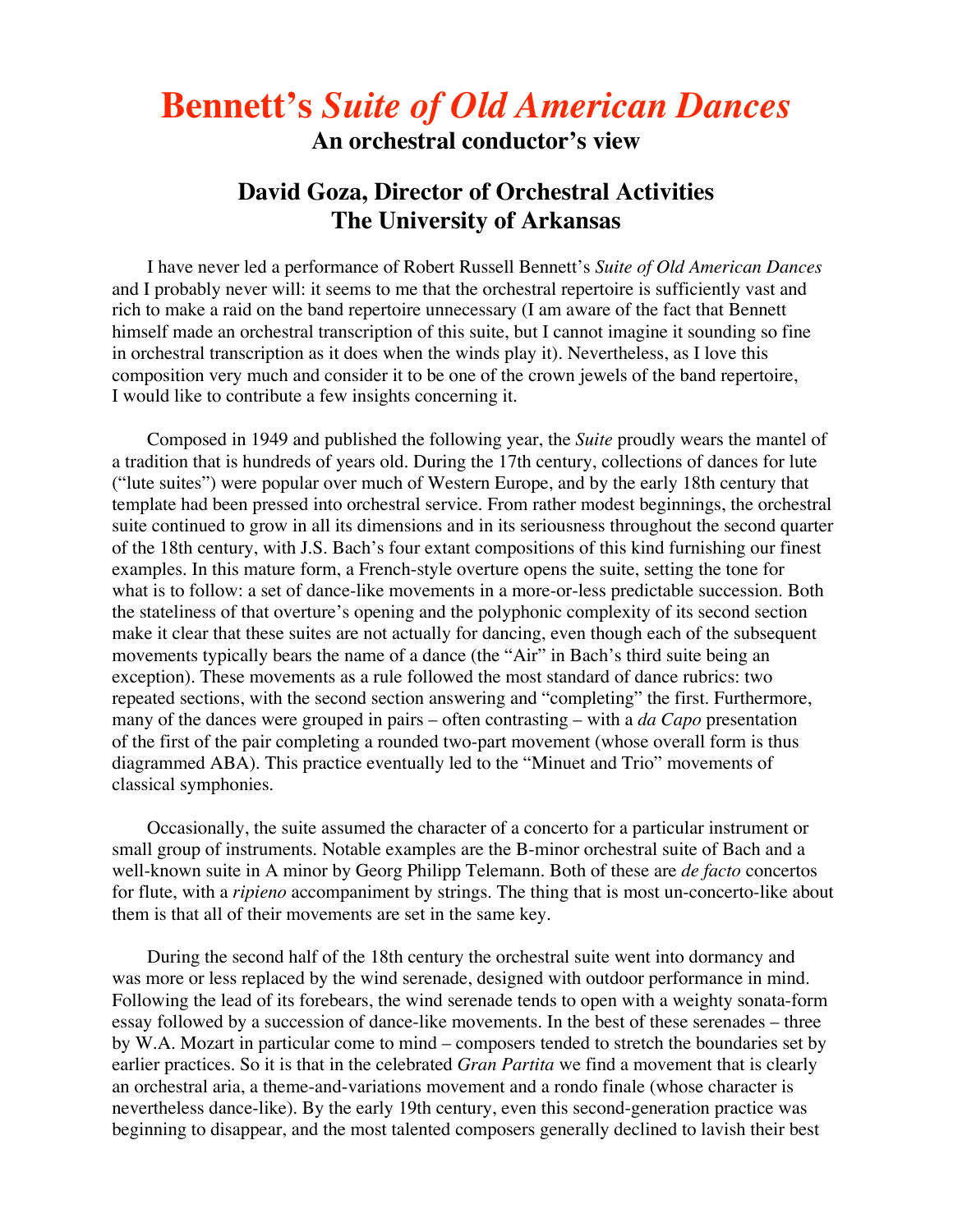# Bennett's *Suite of Old American Dances*

## An orchestral conductor's view

## David Goza, Director of Orchestral Activities
## The University of Arkansas

I have never led a performance of Robert Russell Bennett's *Suite of Old American Dances* and I probably never will: it seems to me that the orchestral repertoire is sufficiently vast and rich to make a raid on the band repertoire unnecessary (I am aware of the fact that Bennett himself made an orchestral transcription of this suite, but I cannot imagine it sounding so fine in orchestral transcription as it does when the winds play it). Nevertheless, as I love this composition very much and consider it to be one of the crown jewels of the band repertoire, I would like to contribute a few insights concerning it.

Composed in 1949 and published the following year, the *Suite* proudly wears the mantel of a tradition that is hundreds of years old. During the 17th century, collections of dances for lute ("lute suites") were popular over much of Western Europe, and by the early 18th century that template had been pressed into orchestral service. From rather modest beginnings, the orchestral suite continued to grow in all its dimensions and in its seriousness throughout the second quarter of the 18th century, with J.S. Bach's four extant compositions of this kind furnishing our finest examples. In this mature form, a French-style overture opens the suite, setting the tone for what is to follow: a set of dance-like movements in a more-or-less predictable succession. Both the stateliness of that overture's opening and the polyphonic complexity of its second section make it clear that these suites are not actually for dancing, even though each of the subsequent movements typically bears the name of a dance (the "Air" in Bach's third suite being an exception). These movements as a rule followed the most standard of dance rubrics: two repeated sections, with the second section answering and "completing" the first. Furthermore, many of the dances were grouped in pairs – often contrasting – with a *da Capo* presentation of the first of the pair completing a rounded two-part movement (whose overall form is thus diagrammed ABA). This practice eventually led to the "Minuet and Trio" movements of classical symphonies.

Occasionally, the suite assumed the character of a concerto for a particular instrument or small group of instruments. Notable examples are the B-minor orchestral suite of Bach and a well-known suite in A minor by Georg Philipp Telemann. Both of these are *de facto* concertos for flute, with a *ripieno* accompaniment by strings. The thing that is most un-concerto-like about them is that all of their movements are set in the same key.

During the second half of the 18th century the orchestral suite went into dormancy and was more or less replaced by the wind serenade, designed with outdoor performance in mind. Following the lead of its forebears, the wind serenade tends to open with a weighty sonata-form essay followed by a succession of dance-like movements. In the best of these serenades – three by W.A. Mozart in particular come to mind – composers tended to stretch the boundaries set by earlier practices. So it is that in the celebrated *Gran Partita* we find a movement that is clearly an orchestral aria, a theme-and-variations movement and a rondo finale (whose character is nevertheless dance-like). By the early 19th century, even this second-generation practice was beginning to disappear, and the most talented composers generally declined to lavish their best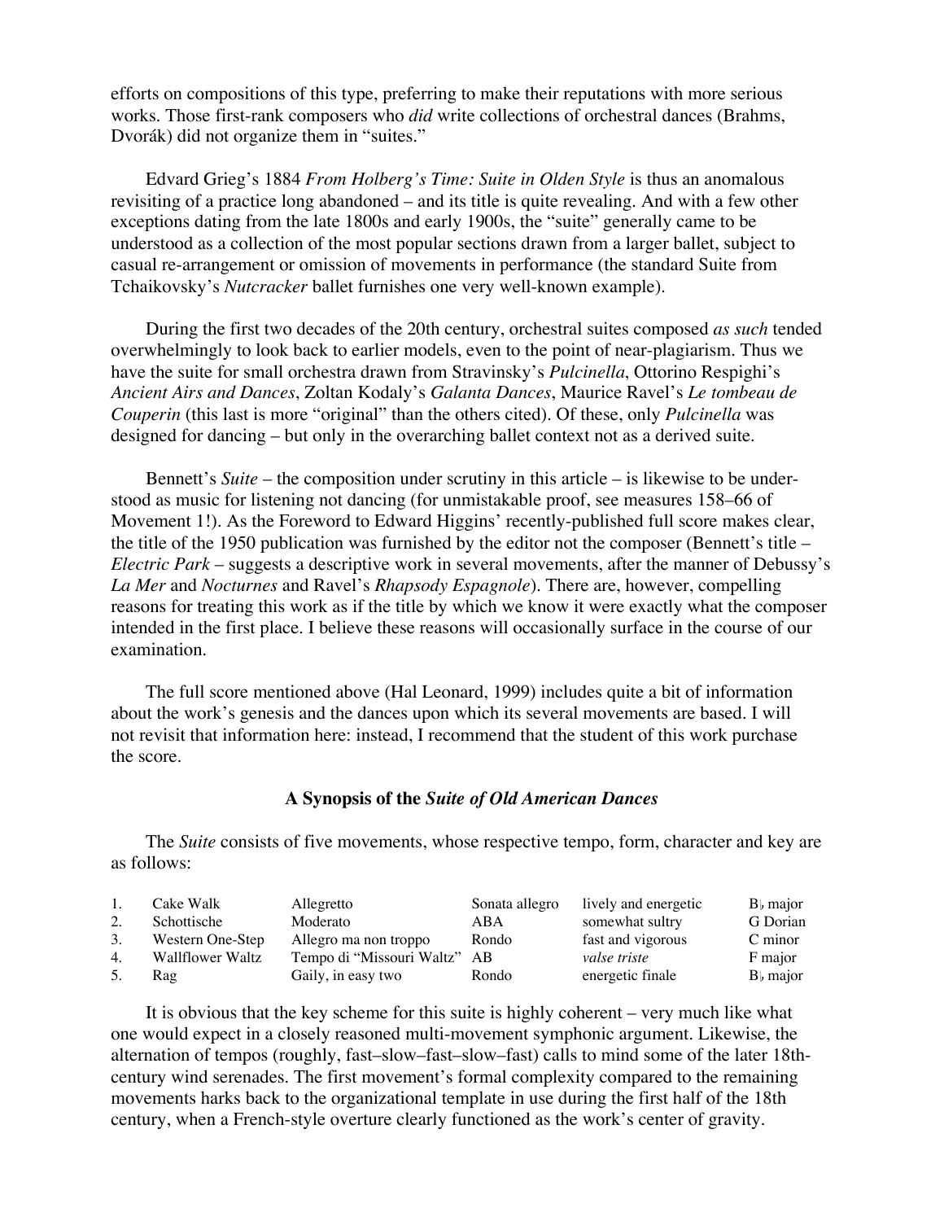efforts on compositions of this type, preferring to make their reputations with more serious works. Those first-rank composers who *did* write collections of orchestral dances (Brahms, Dvorák) did not organize them in "suites."

Edvard Grieg's 1884 *From Holberg's Time: Suite in Olden Style* is thus an anomalous revisiting of a practice long abandoned – and its title is quite revealing. And with a few other exceptions dating from the late 1800s and early 1900s, the "suite" generally came to be understood as a collection of the most popular sections drawn from a larger ballet, subject to casual re-arrangement or omission of movements in performance (the standard Suite from Tchaikovsky's *Nutcracker* ballet furnishes one very well-known example).

During the first two decades of the 20th century, orchestral suites composed *as such* tended overwhelmingly to look back to earlier models, even to the point of near-plagiarism. Thus we have the suite for small orchestra drawn from Stravinsky's *Pulcinella*, Ottorino Respighi's *Ancient Airs and Dances*, Zoltan Kodaly's *Galanta Dances*, Maurice Ravel's *Le tombeau de Couperin* (this last is more "original" than the others cited). Of these, only *Pulcinella* was designed for dancing – but only in the overarching ballet context not as a derived suite.

Bennett's *Suite* – the composition under scrutiny in this article – is likewise to be understood as music for listening not dancing (for unmistakable proof, see measures 158–66 of Movement 1!). As the Foreword to Edward Higgins' recently-published full score makes clear, the title of the 1950 publication was furnished by the editor not the composer (Bennett's title – *Electric Park* – suggests a descriptive work in several movements, after the manner of Debussy's *La Mer* and *Nocturnes* and Ravel's *Rhapsody Espagnole*). There are, however, compelling reasons for treating this work as if the title by which we know it were exactly what the composer intended in the first place. I believe these reasons will occasionally surface in the course of our examination.

The full score mentioned above (Hal Leonard, 1999) includes quite a bit of information about the work's genesis and the dances upon which its several movements are based. I will not revisit that information here: instead, I recommend that the student of this work purchase the score.

### A Synopsis of the *Suite of Old American Dances*

The *Suite* consists of five movements, whose respective tempo, form, character and key are as follows:

| | Movement | Tempo | Form | Character | Key |
|---|---|---|---|---|---|
| 1. | Cake Walk | Allegretto | Sonata allegro | lively and energetic | B♭ major |
| 2. | Schottische | Moderato | ABA | somewhat sultry | G Dorian |
| 3. | Western One-Step | Allegro ma non troppo | Rondo | fast and vigorous | C minor |
| 4. | Wallflower Waltz | Tempo di "Missouri Waltz" | AB | *valse triste* | F major |
| 5. | Rag | Gaily, in easy two | Rondo | energetic finale | B♭ major |

It is obvious that the key scheme for this suite is highly coherent – very much like what one would expect in a closely reasoned multi-movement symphonic argument. Likewise, the alternation of tempos (roughly, fast–slow–fast–slow–fast) calls to mind some of the later 18th-century wind serenades. The first movement's formal complexity compared to the remaining movements harks back to the organizational template in use during the first half of the 18th century, when a French-style overture clearly functioned as the work's center of gravity.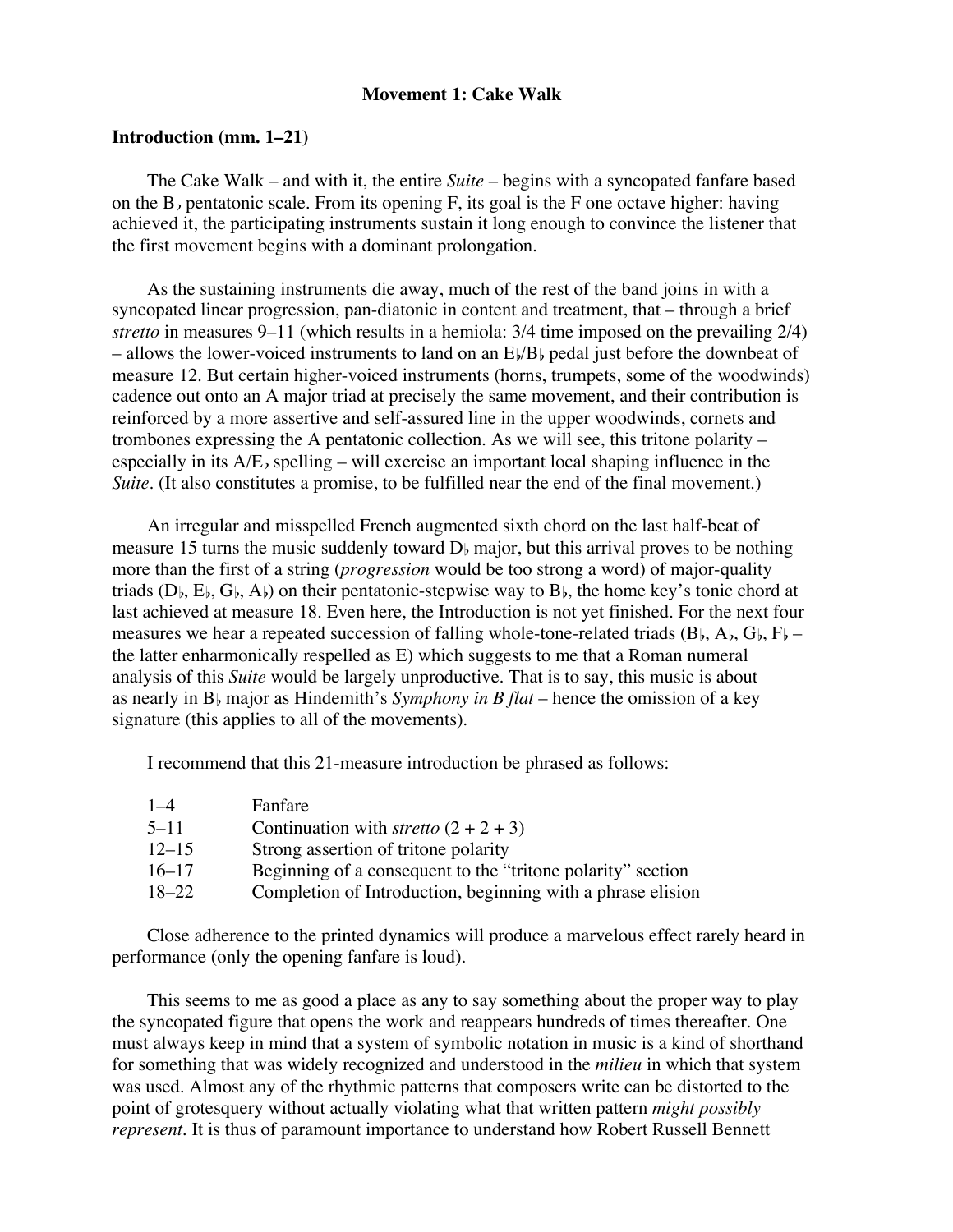## Movement 1: Cake Walk

### Introduction (mm. 1–21)

The Cake Walk – and with it, the entire *Suite* – begins with a syncopated fanfare based on the B♭ pentatonic scale. From its opening F, its goal is the F one octave higher: having achieved it, the participating instruments sustain it long enough to convince the listener that the first movement begins with a dominant prolongation.

As the sustaining instruments die away, much of the rest of the band joins in with a syncopated linear progression, pan-diatonic in content and treatment, that – through a brief *stretto* in measures 9–11 (which results in a hemiola: 3/4 time imposed on the prevailing 2/4) – allows the lower-voiced instruments to land on an E♭/B♭ pedal just before the downbeat of measure 12. But certain higher-voiced instruments (horns, trumpets, some of the woodwinds) cadence out onto an A major triad at precisely the same movement, and their contribution is reinforced by a more assertive and self-assured line in the upper woodwinds, cornets and trombones expressing the A pentatonic collection. As we will see, this tritone polarity – especially in its A/E♭ spelling – will exercise an important local shaping influence in the *Suite*. (It also constitutes a promise, to be fulfilled near the end of the final movement.)

An irregular and misspelled French augmented sixth chord on the last half-beat of measure 15 turns the music suddenly toward D♭ major, but this arrival proves to be nothing more than the first of a string (*progression* would be too strong a word) of major-quality triads (D♭, E♭, G♭, A♭) on their pentatonic-stepwise way to B♭, the home key's tonic chord at last achieved at measure 18. Even here, the Introduction is not yet finished. For the next four measures we hear a repeated succession of falling whole-tone-related triads (B♭, A♭, G♭, F♭ – the latter enharmonically respelled as E) which suggests to me that a Roman numeral analysis of this *Suite* would be largely unproductive. That is to say, this music is about as nearly in B♭ major as Hindemith's *Symphony in B flat* – hence the omission of a key signature (this applies to all of the movements).

I recommend that this 21-measure introduction be phrased as follows:

| | |
|---|---|
| 1–4 | Fanfare |
| 5–11 | Continuation with *stretto* (2 + 2 + 3) |
| 12–15 | Strong assertion of tritone polarity |
| 16–17 | Beginning of a consequent to the "tritone polarity" section |
| 18–22 | Completion of Introduction, beginning with a phrase elision |

Close adherence to the printed dynamics will produce a marvelous effect rarely heard in performance (only the opening fanfare is loud).

This seems to me as good a place as any to say something about the proper way to play the syncopated figure that opens the work and reappears hundreds of times thereafter. One must always keep in mind that a system of symbolic notation in music is a kind of shorthand for something that was widely recognized and understood in the *milieu* in which that system was used. Almost any of the rhythmic patterns that composers write can be distorted to the point of grotesquery without actually violating what that written pattern *might possibly represent*. It is thus of paramount importance to understand how Robert Russell Bennett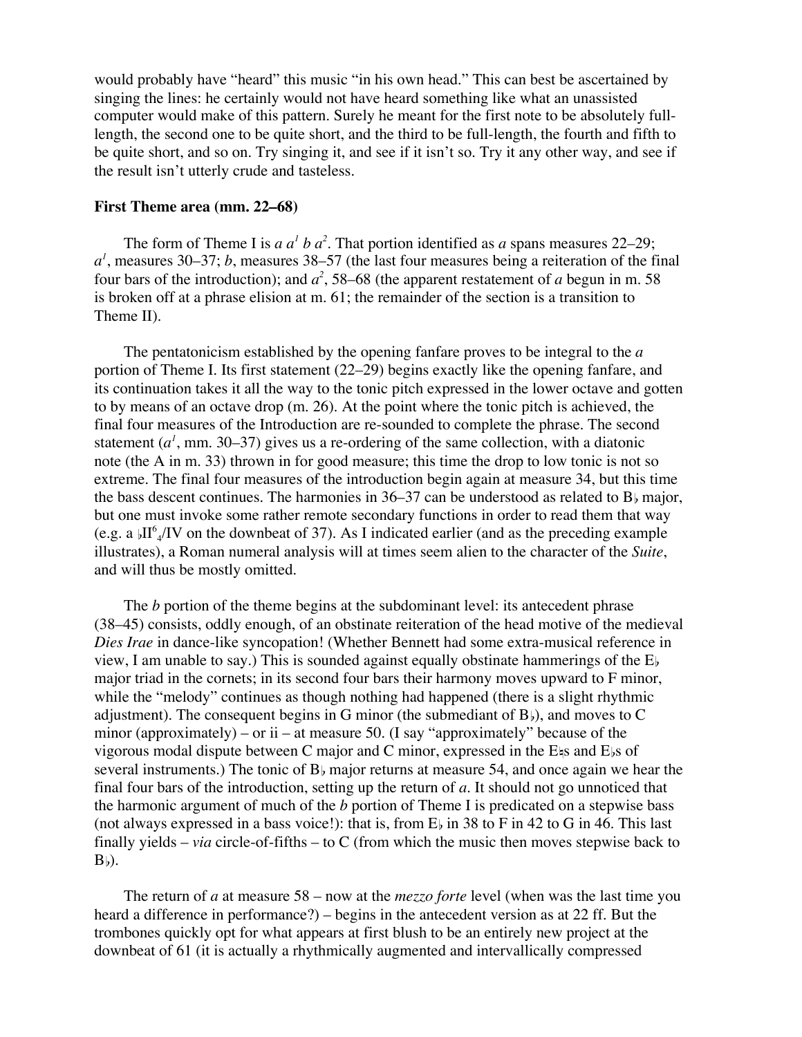would probably have "heard" this music "in his own head." This can best be ascertained by singing the lines: he certainly would not have heard something like what an unassisted computer would make of this pattern. Surely he meant for the first note to be absolutely full-length, the second one to be quite short, and the third to be full-length, the fourth and fifth to be quite short, and so on. Try singing it, and see if it isn't so. Try it any other way, and see if the result isn't utterly crude and tasteless.

**First Theme area (mm. 22–68)**

The form of Theme I is *a* $a^1$ *b* $a^2$. That portion identified as *a* spans measures 22–29; $a^1$, measures 30–37; *b*, measures 38–57 (the last four measures being a reiteration of the final four bars of the introduction); and $a^2$, 58–68 (the apparent restatement of *a* begun in m. 58 is broken off at a phrase elision at m. 61; the remainder of the section is a transition to Theme II).

The pentatonicism established by the opening fanfare proves to be integral to the *a* portion of Theme I. Its first statement (22–29) begins exactly like the opening fanfare, and its continuation takes it all the way to the tonic pitch expressed in the lower octave and gotten to by means of an octave drop (m. 26). At the point where the tonic pitch is achieved, the final four measures of the Introduction are re-sounded to complete the phrase. The second statement ($a^1$, mm. 30–37) gives us a re-ordering of the same collection, with a diatonic note (the A in m. 33) thrown in for good measure; this time the drop to low tonic is not so extreme. The final four measures of the introduction begin again at measure 34, but this time the bass descent continues. The harmonies in 36–37 can be understood as related to B♭ major, but one must invoke some rather remote secondary functions in order to read them that way (e.g. a ♭$II^6_4$/IV on the downbeat of 37). As I indicated earlier (and as the preceding example illustrates), a Roman numeral analysis will at times seem alien to the character of the *Suite*, and will thus be mostly omitted.

The *b* portion of the theme begins at the subdominant level: its antecedent phrase (38–45) consists, oddly enough, of an obstinate reiteration of the head motive of the medieval *Dies Irae* in dance-like syncopation! (Whether Bennett had some extra-musical reference in view, I am unable to say.) This is sounded against equally obstinate hammerings of the E♭ major triad in the cornets; in its second four bars their harmony moves upward to F minor, while the "melody" continues as though nothing had happened (there is a slight rhythmic adjustment). The consequent begins in G minor (the submediant of B♭), and moves to C minor (approximately) – or ii – at measure 50. (I say "approximately" because of the vigorous modal dispute between C major and C minor, expressed in the E♮s and E♭s of several instruments.) The tonic of B♭ major returns at measure 54, and once again we hear the final four bars of the introduction, setting up the return of *a*. It should not go unnoticed that the harmonic argument of much of the *b* portion of Theme I is predicated on a stepwise bass (not always expressed in a bass voice!): that is, from E♭ in 38 to F in 42 to G in 46. This last finally yields – *via* circle-of-fifths – to C (from which the music then moves stepwise back to B♭).

The return of *a* at measure 58 – now at the *mezzo forte* level (when was the last time you heard a difference in performance?) – begins in the antecedent version as at 22 ff. But the trombones quickly opt for what appears at first blush to be an entirely new project at the downbeat of 61 (it is actually a rhythmically augmented and intervallically compressed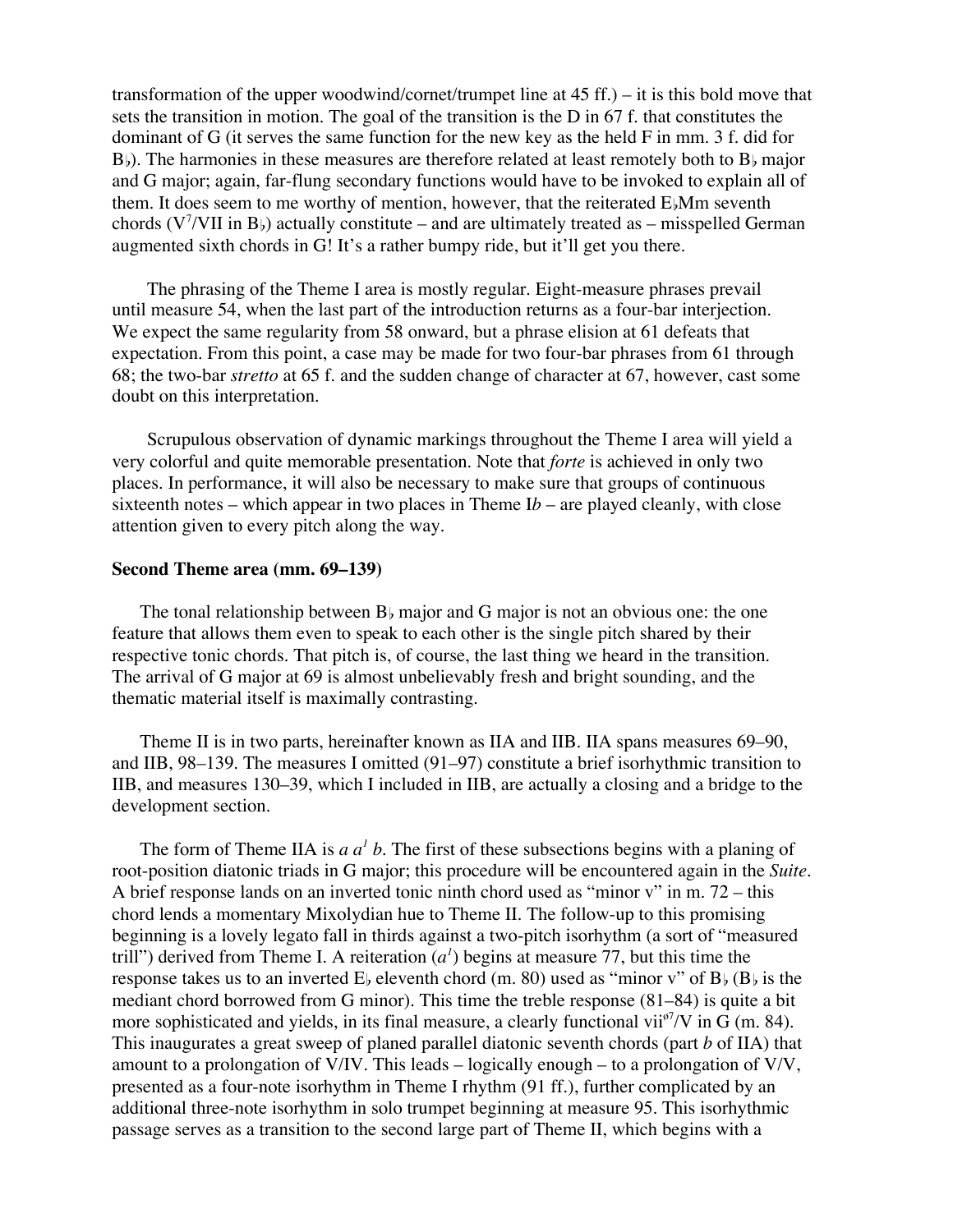transformation of the upper woodwind/cornet/trumpet line at 45 ff.) – it is this bold move that sets the transition in motion. The goal of the transition is the D in 67 f. that constitutes the dominant of G (it serves the same function for the new key as the held F in mm. 3 f. did for B♭). The harmonies in these measures are therefore related at least remotely both to B♭ major and G major; again, far-flung secondary functions would have to be invoked to explain all of them. It does seem to me worthy of mention, however, that the reiterated E♭Mm seventh chords ($V^7$/VII in B♭) actually constitute – and are ultimately treated as – misspelled German augmented sixth chords in G! It's a rather bumpy ride, but it'll get you there.

The phrasing of the Theme I area is mostly regular. Eight-measure phrases prevail until measure 54, when the last part of the introduction returns as a four-bar interjection. We expect the same regularity from 58 onward, but a phrase elision at 61 defeats that expectation. From this point, a case may be made for two four-bar phrases from 61 through 68; the two-bar *stretto* at 65 f. and the sudden change of character at 67, however, cast some doubt on this interpretation.

Scrupulous observation of dynamic markings throughout the Theme I area will yield a very colorful and quite memorable presentation. Note that *forte* is achieved in only two places. In performance, it will also be necessary to make sure that groups of continuous sixteenth notes – which appear in two places in Theme I*b* – are played cleanly, with close attention given to every pitch along the way.

**Second Theme area (mm. 69–139)**

The tonal relationship between B♭ major and G major is not an obvious one: the one feature that allows them even to speak to each other is the single pitch shared by their respective tonic chords. That pitch is, of course, the last thing we heard in the transition. The arrival of G major at 69 is almost unbelievably fresh and bright sounding, and the thematic material itself is maximally contrasting.

Theme II is in two parts, hereinafter known as IIA and IIB. IIA spans measures 69–90, and IIB, 98–139. The measures I omitted (91–97) constitute a brief isorhythmic transition to IIB, and measures 130–39, which I included in IIB, are actually a closing and a bridge to the development section.

The form of Theme IIA is *a* $a^1$ *b*. The first of these subsections begins with a planing of root-position diatonic triads in G major; this procedure will be encountered again in the *Suite*. A brief response lands on an inverted tonic ninth chord used as "minor v" in m. 72 – this chord lends a momentary Mixolydian hue to Theme II. The follow-up to this promising beginning is a lovely legato fall in thirds against a two-pitch isorhythm (a sort of "measured trill") derived from Theme I. A reiteration ($a^1$) begins at measure 77, but this time the response takes us to an inverted E♭ eleventh chord (m. 80) used as "minor v" of B♭ (B♭ is the mediant chord borrowed from G minor). This time the treble response (81–84) is quite a bit more sophisticated and yields, in its final measure, a clearly functional $vii^{ø7}$/V in G (m. 84). This inaugurates a great sweep of planed parallel diatonic seventh chords (part *b* of IIA) that amount to a prolongation of V/IV. This leads – logically enough – to a prolongation of V/V, presented as a four-note isorhythm in Theme I rhythm (91 ff.), further complicated by an additional three-note isorhythm in solo trumpet beginning at measure 95. This isorhythmic passage serves as a transition to the second large part of Theme II, which begins with a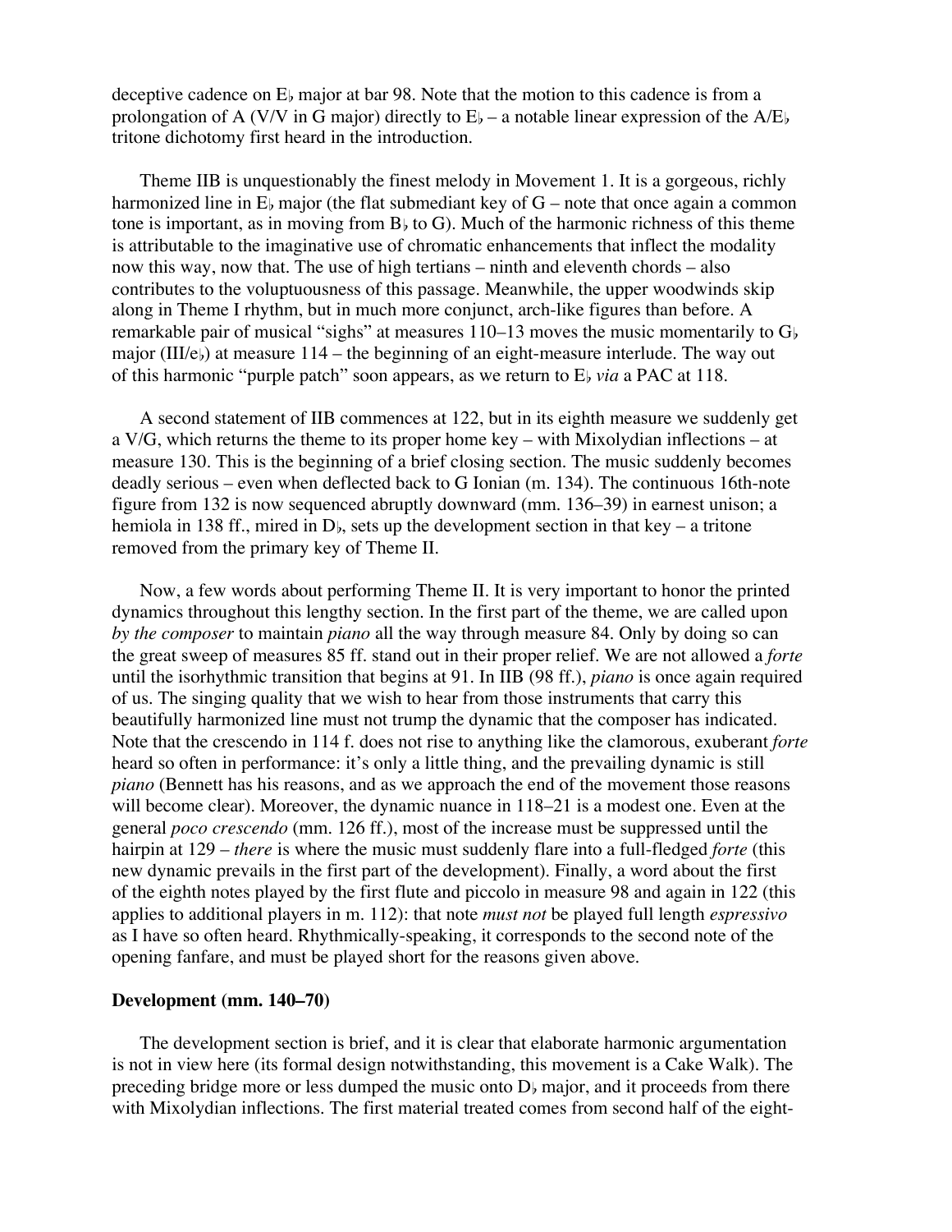deceptive cadence on E♭ major at bar 98. Note that the motion to this cadence is from a prolongation of A (V/V in G major) directly to E♭ – a notable linear expression of the A/E♭ tritone dichotomy first heard in the introduction.

Theme IIB is unquestionably the finest melody in Movement 1. It is a gorgeous, richly harmonized line in E♭ major (the flat submediant key of G – note that once again a common tone is important, as in moving from B♭ to G). Much of the harmonic richness of this theme is attributable to the imaginative use of chromatic enhancements that inflect the modality now this way, now that. The use of high tertians – ninth and eleventh chords – also contributes to the voluptuousness of this passage. Meanwhile, the upper woodwinds skip along in Theme I rhythm, but in much more conjunct, arch-like figures than before. A remarkable pair of musical "sighs" at measures 110–13 moves the music momentarily to G♭ major (III/e♭) at measure 114 – the beginning of an eight-measure interlude. The way out of this harmonic "purple patch" soon appears, as we return to E♭ *via* a PAC at 118.

A second statement of IIB commences at 122, but in its eighth measure we suddenly get a V/G, which returns the theme to its proper home key – with Mixolydian inflections – at measure 130. This is the beginning of a brief closing section. The music suddenly becomes deadly serious – even when deflected back to G Ionian (m. 134). The continuous 16th-note figure from 132 is now sequenced abruptly downward (mm. 136–39) in earnest unison; a hemiola in 138 ff., mired in D♭, sets up the development section in that key – a tritone removed from the primary key of Theme II.

Now, a few words about performing Theme II. It is very important to honor the printed dynamics throughout this lengthy section. In the first part of the theme, we are called upon *by the composer* to maintain *piano* all the way through measure 84. Only by doing so can the great sweep of measures 85 ff. stand out in their proper relief. We are not allowed a *forte* until the isorhythmic transition that begins at 91. In IIB (98 ff.), *piano* is once again required of us. The singing quality that we wish to hear from those instruments that carry this beautifully harmonized line must not trump the dynamic that the composer has indicated. Note that the crescendo in 114 f. does not rise to anything like the clamorous, exuberant *forte* heard so often in performance: it's only a little thing, and the prevailing dynamic is still *piano* (Bennett has his reasons, and as we approach the end of the movement those reasons will become clear). Moreover, the dynamic nuance in 118–21 is a modest one. Even at the general *poco crescendo* (mm. 126 ff.), most of the increase must be suppressed until the hairpin at 129 – *there* is where the music must suddenly flare into a full-fledged *forte* (this new dynamic prevails in the first part of the development). Finally, a word about the first of the eighth notes played by the first flute and piccolo in measure 98 and again in 122 (this applies to additional players in m. 112): that note *must not* be played full length *espressivo* as I have so often heard. Rhythmically-speaking, it corresponds to the second note of the opening fanfare, and must be played short for the reasons given above.

### Development (mm. 140–70)

The development section is brief, and it is clear that elaborate harmonic argumentation is not in view here (its formal design notwithstanding, this movement is a Cake Walk). The preceding bridge more or less dumped the music onto D♭ major, and it proceeds from there with Mixolydian inflections. The first material treated comes from second half of the eight-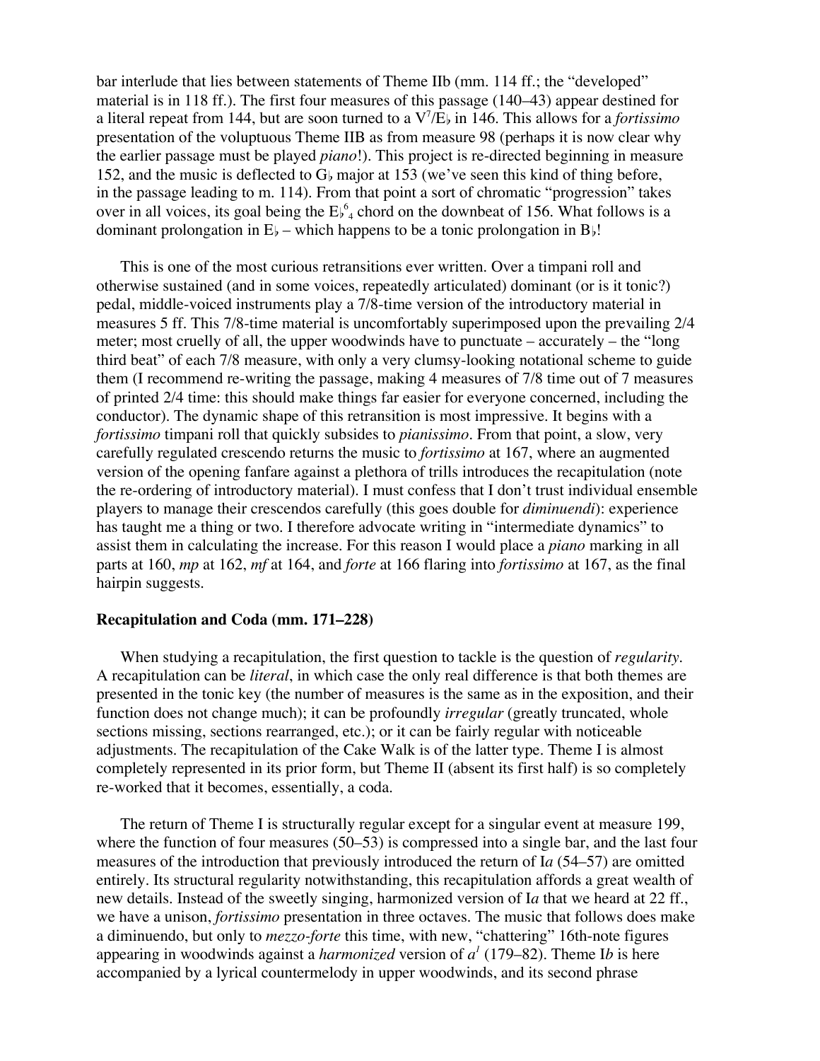bar interlude that lies between statements of Theme IIb (mm. 114 ff.; the "developed" material is in 118 ff.). The first four measures of this passage (140–43) appear destined for a literal repeat from 144, but are soon turned to a $V^7$/E♭ in 146. This allows for a *fortissimo* presentation of the voluptuous Theme IIB as from measure 98 (perhaps it is now clear why the earlier passage must be played *piano*!). This project is re-directed beginning in measure 152, and the music is deflected to G♭ major at 153 (we've seen this kind of thing before, in the passage leading to m. 114). From that point a sort of chromatic "progression" takes over in all voices, its goal being the E♭$^6_4$ chord on the downbeat of 156. What follows is a dominant prolongation in E♭ – which happens to be a tonic prolongation in B♭!

This is one of the most curious retransitions ever written. Over a timpani roll and otherwise sustained (and in some voices, repeatedly articulated) dominant (or is it tonic?) pedal, middle-voiced instruments play a 7/8-time version of the introductory material in measures 5 ff. This 7/8-time material is uncomfortably superimposed upon the prevailing 2/4 meter; most cruelly of all, the upper woodwinds have to punctuate – accurately – the "long third beat" of each 7/8 measure, with only a very clumsy-looking notational scheme to guide them (I recommend re-writing the passage, making 4 measures of 7/8 time out of 7 measures of printed 2/4 time: this should make things far easier for everyone concerned, including the conductor). The dynamic shape of this retransition is most impressive. It begins with a *fortissimo* timpani roll that quickly subsides to *pianissimo*. From that point, a slow, very carefully regulated crescendo returns the music to *fortissimo* at 167, where an augmented version of the opening fanfare against a plethora of trills introduces the recapitulation (note the re-ordering of introductory material). I must confess that I don't trust individual ensemble players to manage their crescendos carefully (this goes double for *diminuendi*): experience has taught me a thing or two. I therefore advocate writing in "intermediate dynamics" to assist them in calculating the increase. For this reason I would place a *piano* marking in all parts at 160, *mp* at 162, *mf* at 164, and *forte* at 166 flaring into *fortissimo* at 167, as the final hairpin suggests.

**Recapitulation and Coda (mm. 171–228)**

When studying a recapitulation, the first question to tackle is the question of *regularity*. A recapitulation can be *literal*, in which case the only real difference is that both themes are presented in the tonic key (the number of measures is the same as in the exposition, and their function does not change much); it can be profoundly *irregular* (greatly truncated, whole sections missing, sections rearranged, etc.); or it can be fairly regular with noticeable adjustments. The recapitulation of the Cake Walk is of the latter type. Theme I is almost completely represented in its prior form, but Theme II (absent its first half) is so completely re-worked that it becomes, essentially, a coda.

The return of Theme I is structurally regular except for a singular event at measure 199, where the function of four measures (50–53) is compressed into a single bar, and the last four measures of the introduction that previously introduced the return of I*a* (54–57) are omitted entirely. Its structural regularity notwithstanding, this recapitulation affords a great wealth of new details. Instead of the sweetly singing, harmonized version of I*a* that we heard at 22 ff., we have a unison, *fortissimo* presentation in three octaves. The music that follows does make a diminuendo, but only to *mezzo-forte* this time, with new, "chattering" 16th-note figures appearing in woodwinds against a *harmonized* version of $a^1$ (179–82). Theme I*b* is here accompanied by a lyrical countermelody in upper woodwinds, and its second phrase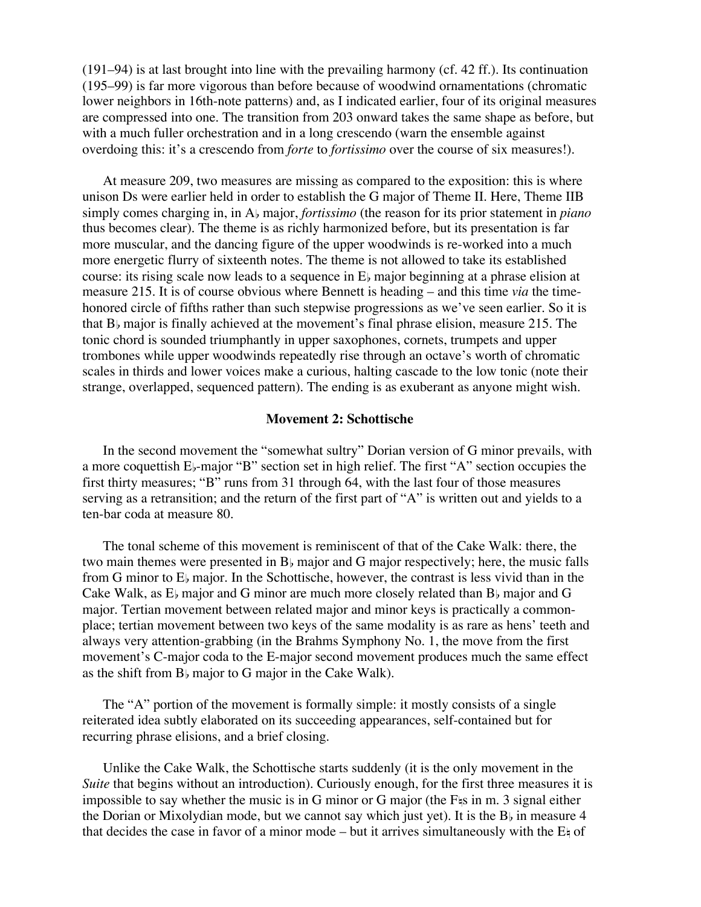(191–94) is at last brought into line with the prevailing harmony (cf. 42 ff.). Its continuation (195–99) is far more vigorous than before because of woodwind ornamentations (chromatic lower neighbors in 16th-note patterns) and, as I indicated earlier, four of its original measures are compressed into one. The transition from 203 onward takes the same shape as before, but with a much fuller orchestration and in a long crescendo (warn the ensemble against overdoing this: it's a crescendo from *forte* to *fortissimo* over the course of six measures!).

At measure 209, two measures are missing as compared to the exposition: this is where unison Ds were earlier held in order to establish the G major of Theme II. Here, Theme IIB simply comes charging in, in A♭ major, *fortissimo* (the reason for its prior statement in *piano* thus becomes clear). The theme is as richly harmonized before, but its presentation is far more muscular, and the dancing figure of the upper woodwinds is re-worked into a much more energetic flurry of sixteenth notes. The theme is not allowed to take its established course: its rising scale now leads to a sequence in E♭ major beginning at a phrase elision at measure 215. It is of course obvious where Bennett is heading – and this time *via* the time-honored circle of fifths rather than such stepwise progressions as we've seen earlier. So it is that B♭ major is finally achieved at the movement's final phrase elision, measure 215. The tonic chord is sounded triumphantly in upper saxophones, cornets, trumpets and upper trombones while upper woodwinds repeatedly rise through an octave's worth of chromatic scales in thirds and lower voices make a curious, halting cascade to the low tonic (note their strange, overlapped, sequenced pattern). The ending is as exuberant as anyone might wish.

### Movement 2: Schottische

In the second movement the "somewhat sultry" Dorian version of G minor prevails, with a more coquettish E♭-major "B" section set in high relief. The first "A" section occupies the first thirty measures; "B" runs from 31 through 64, with the last four of those measures serving as a retransition; and the return of the first part of "A" is written out and yields to a ten-bar coda at measure 80.

The tonal scheme of this movement is reminiscent of that of the Cake Walk: there, the two main themes were presented in B♭ major and G major respectively; here, the music falls from G minor to E♭ major. In the Schottische, however, the contrast is less vivid than in the Cake Walk, as E♭ major and G minor are much more closely related than B♭ major and G major. Tertian movement between related major and minor keys is practically a commonplace; tertian movement between two keys of the same modality is as rare as hens' teeth and always very attention-grabbing (in the Brahms Symphony No. 1, the move from the first movement's C-major coda to the E-major second movement produces much the same effect as the shift from B♭ major to G major in the Cake Walk).

The "A" portion of the movement is formally simple: it mostly consists of a single reiterated idea subtly elaborated on its succeeding appearances, self-contained but for recurring phrase elisions, and a brief closing.

Unlike the Cake Walk, the Schottische starts suddenly (it is the only movement in the *Suite* that begins without an introduction). Curiously enough, for the first three measures it is impossible to say whether the music is in G minor or G major (the F♮s in m. 3 signal either the Dorian or Mixolydian mode, but we cannot say which just yet). It is the B♭ in measure 4 that decides the case in favor of a minor mode – but it arrives simultaneously with the E♮ of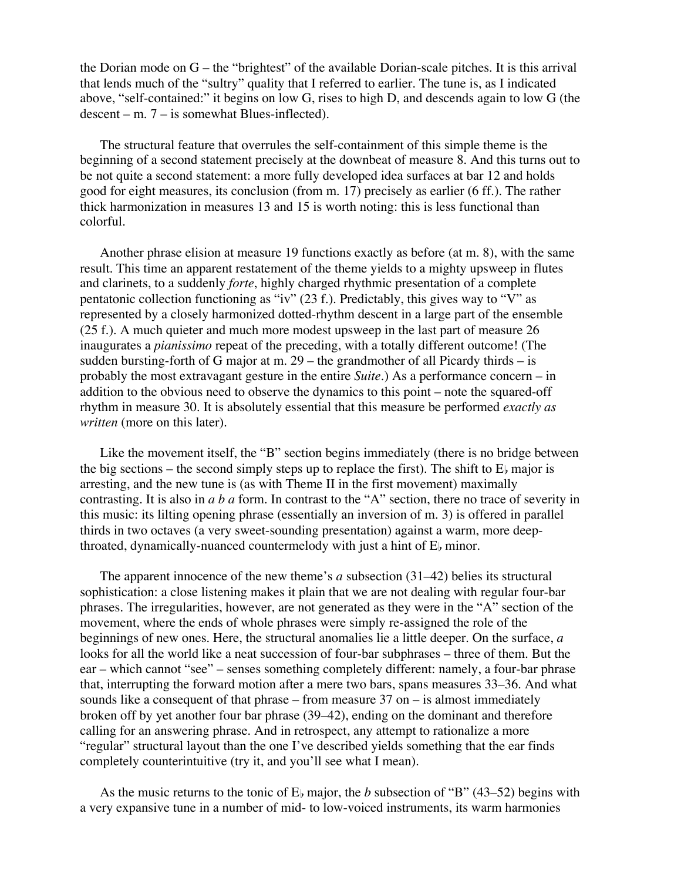the Dorian mode on G – the "brightest" of the available Dorian-scale pitches. It is this arrival that lends much of the "sultry" quality that I referred to earlier. The tune is, as I indicated above, "self-contained:" it begins on low G, rises to high D, and descends again to low G (the descent – m. 7 – is somewhat Blues-inflected).

The structural feature that overrules the self-containment of this simple theme is the beginning of a second statement precisely at the downbeat of measure 8. And this turns out to be not quite a second statement: a more fully developed idea surfaces at bar 12 and holds good for eight measures, its conclusion (from m. 17) precisely as earlier (6 ff.). The rather thick harmonization in measures 13 and 15 is worth noting: this is less functional than colorful.

Another phrase elision at measure 19 functions exactly as before (at m. 8), with the same result. This time an apparent restatement of the theme yields to a mighty upsweep in flutes and clarinets, to a suddenly *forte*, highly charged rhythmic presentation of a complete pentatonic collection functioning as "iv" (23 f.). Predictably, this gives way to "V" as represented by a closely harmonized dotted-rhythm descent in a large part of the ensemble (25 f.). A much quieter and much more modest upsweep in the last part of measure 26 inaugurates a *pianissimo* repeat of the preceding, with a totally different outcome! (The sudden bursting-forth of G major at m. 29 – the grandmother of all Picardy thirds – is probably the most extravagant gesture in the entire *Suite*.) As a performance concern – in addition to the obvious need to observe the dynamics to this point – note the squared-off rhythm in measure 30. It is absolutely essential that this measure be performed *exactly as written* (more on this later).

Like the movement itself, the "B" section begins immediately (there is no bridge between the big sections – the second simply steps up to replace the first). The shift to E♭ major is arresting, and the new tune is (as with Theme II in the first movement) maximally contrasting. It is also in *a b a* form. In contrast to the "A" section, there no trace of severity in this music: its lilting opening phrase (essentially an inversion of m. 3) is offered in parallel thirds in two octaves (a very sweet-sounding presentation) against a warm, more deep-throated, dynamically-nuanced countermelody with just a hint of E♭ minor.

The apparent innocence of the new theme's *a* subsection (31–42) belies its structural sophistication: a close listening makes it plain that we are not dealing with regular four-bar phrases. The irregularities, however, are not generated as they were in the "A" section of the movement, where the ends of whole phrases were simply re-assigned the role of the beginnings of new ones. Here, the structural anomalies lie a little deeper. On the surface, *a* looks for all the world like a neat succession of four-bar subphrases – three of them. But the ear – which cannot "see" – senses something completely different: namely, a four-bar phrase that, interrupting the forward motion after a mere two bars, spans measures 33–36. And what sounds like a consequent of that phrase – from measure 37 on – is almost immediately broken off by yet another four bar phrase (39–42), ending on the dominant and therefore calling for an answering phrase. And in retrospect, any attempt to rationalize a more "regular" structural layout than the one I've described yields something that the ear finds completely counterintuitive (try it, and you'll see what I mean).

As the music returns to the tonic of E♭ major, the *b* subsection of "B" (43–52) begins with a very expansive tune in a number of mid- to low-voiced instruments, its warm harmonies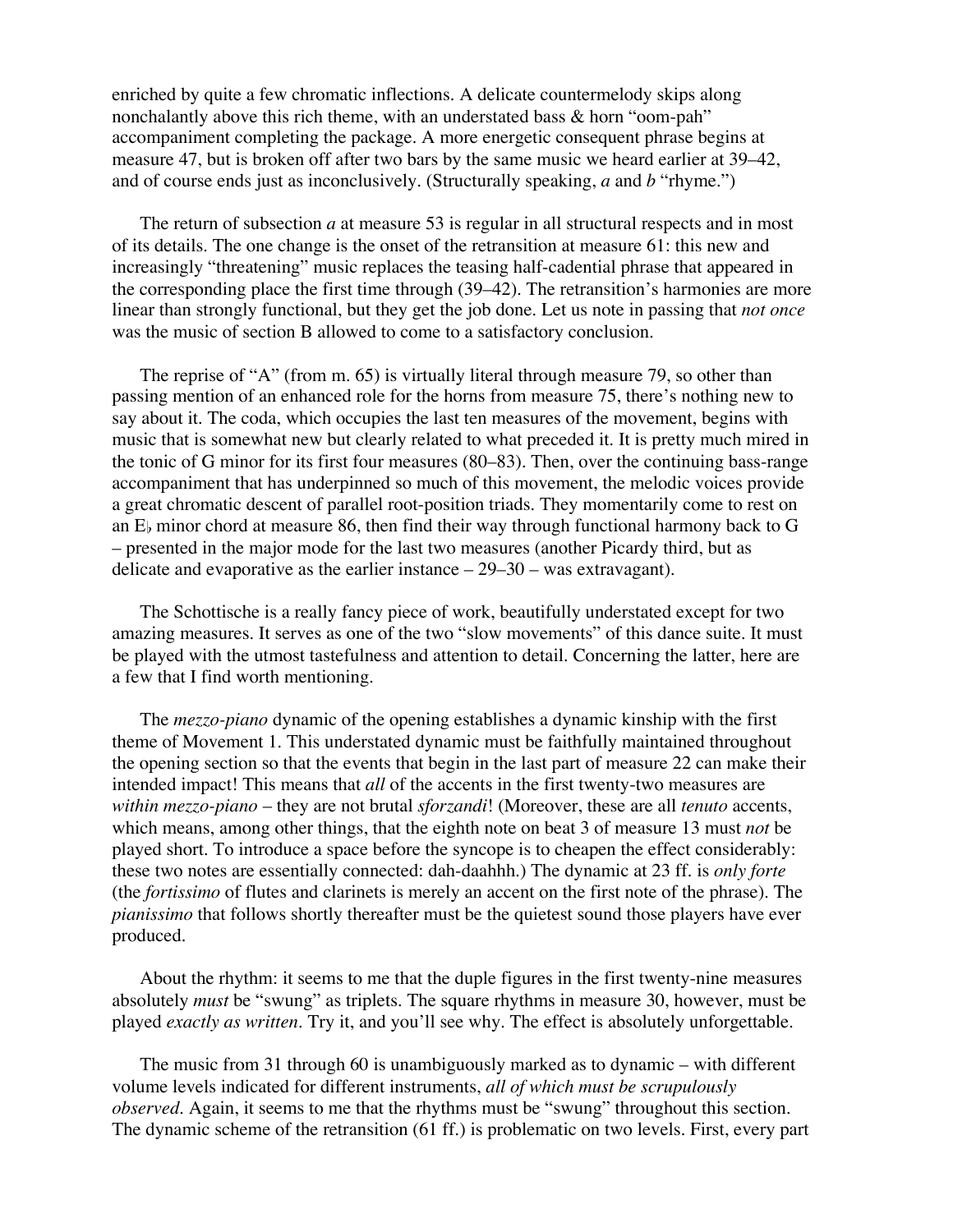enriched by quite a few chromatic inflections. A delicate countermelody skips along nonchalantly above this rich theme, with an understated bass & horn "oom-pah" accompaniment completing the package. A more energetic consequent phrase begins at measure 47, but is broken off after two bars by the same music we heard earlier at 39–42, and of course ends just as inconclusively. (Structurally speaking, *a* and *b* "rhyme.")

The return of subsection *a* at measure 53 is regular in all structural respects and in most of its details. The one change is the onset of the retransition at measure 61: this new and increasingly "threatening" music replaces the teasing half-cadential phrase that appeared in the corresponding place the first time through (39–42). The retransition's harmonies are more linear than strongly functional, but they get the job done. Let us note in passing that *not once* was the music of section B allowed to come to a satisfactory conclusion.

The reprise of "A" (from m. 65) is virtually literal through measure 79, so other than passing mention of an enhanced role for the horns from measure 75, there's nothing new to say about it. The coda, which occupies the last ten measures of the movement, begins with music that is somewhat new but clearly related to what preceded it. It is pretty much mired in the tonic of G minor for its first four measures (80–83). Then, over the continuing bass-range accompaniment that has underpinned so much of this movement, the melodic voices provide a great chromatic descent of parallel root-position triads. They momentarily come to rest on an E♭ minor chord at measure 86, then find their way through functional harmony back to G – presented in the major mode for the last two measures (another Picardy third, but as delicate and evaporative as the earlier instance – 29–30 – was extravagant).

The Schottische is a really fancy piece of work, beautifully understated except for two amazing measures. It serves as one of the two "slow movements" of this dance suite. It must be played with the utmost tastefulness and attention to detail. Concerning the latter, here are a few that I find worth mentioning.

The *mezzo-piano* dynamic of the opening establishes a dynamic kinship with the first theme of Movement 1. This understated dynamic must be faithfully maintained throughout the opening section so that the events that begin in the last part of measure 22 can make their intended impact! This means that *all* of the accents in the first twenty-two measures are *within mezzo-piano* – they are not brutal *sforzandi*! (Moreover, these are all *tenuto* accents, which means, among other things, that the eighth note on beat 3 of measure 13 must *not* be played short. To introduce a space before the syncope is to cheapen the effect considerably: these two notes are essentially connected: dah-daahhh.) The dynamic at 23 ff. is *only forte* (the *fortissimo* of flutes and clarinets is merely an accent on the first note of the phrase). The *pianissimo* that follows shortly thereafter must be the quietest sound those players have ever produced.

About the rhythm: it seems to me that the duple figures in the first twenty-nine measures absolutely *must* be "swung" as triplets. The square rhythms in measure 30, however, must be played *exactly as written*. Try it, and you'll see why. The effect is absolutely unforgettable.

The music from 31 through 60 is unambiguously marked as to dynamic – with different volume levels indicated for different instruments, *all of which must be scrupulously observed*. Again, it seems to me that the rhythms must be "swung" throughout this section. The dynamic scheme of the retransition (61 ff.) is problematic on two levels. First, every part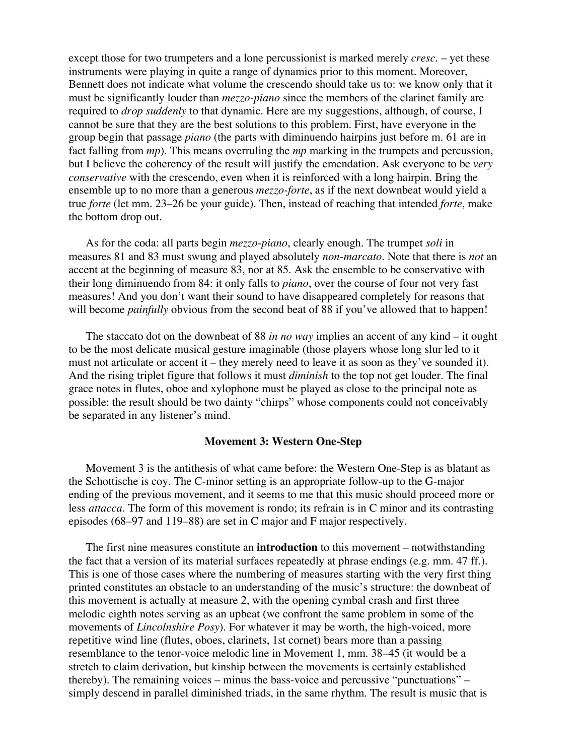except those for two trumpeters and a lone percussionist is marked merely *cresc.* – yet these instruments were playing in quite a range of dynamics prior to this moment. Moreover, Bennett does not indicate what volume the crescendo should take us to: we know only that it must be significantly louder than *mezzo-piano* since the members of the clarinet family are required to *drop suddenly* to that dynamic. Here are my suggestions, although, of course, I cannot be sure that they are the best solutions to this problem. First, have everyone in the group begin that passage *piano* (the parts with diminuendo hairpins just before m. 61 are in fact falling from *mp*). This means overruling the *mp* marking in the trumpets and percussion, but I believe the coherency of the result will justify the emendation. Ask everyone to be *very conservative* with the crescendo, even when it is reinforced with a long hairpin. Bring the ensemble up to no more than a generous *mezzo-forte*, as if the next downbeat would yield a true *forte* (let mm. 23–26 be your guide). Then, instead of reaching that intended *forte*, make the bottom drop out.

As for the coda: all parts begin *mezzo-piano*, clearly enough. The trumpet *soli* in measures 81 and 83 must swung and played absolutely *non-marcato*. Note that there is *not* an accent at the beginning of measure 83, nor at 85. Ask the ensemble to be conservative with their long diminuendo from 84: it only falls to *piano*, over the course of four not very fast measures! And you don't want their sound to have disappeared completely for reasons that will become *painfully* obvious from the second beat of 88 if you've allowed that to happen!

The staccato dot on the downbeat of 88 *in no way* implies an accent of any kind – it ought to be the most delicate musical gesture imaginable (those players whose long slur led to it must not articulate or accent it – they merely need to leave it as soon as they've sounded it). And the rising triplet figure that follows it must *diminish* to the top not get louder. The final grace notes in flutes, oboe and xylophone must be played as close to the principal note as possible: the result should be two dainty "chirps" whose components could not conceivably be separated in any listener's mind.

### Movement 3: Western One-Step

Movement 3 is the antithesis of what came before: the Western One-Step is as blatant as the Schottische is coy. The C-minor setting is an appropriate follow-up to the G-major ending of the previous movement, and it seems to me that this music should proceed more or less *attacca*. The form of this movement is rondo; its refrain is in C minor and its contrasting episodes (68–97 and 119–88) are set in C major and F major respectively.

The first nine measures constitute an **introduction** to this movement – notwithstanding the fact that a version of its material surfaces repeatedly at phrase endings (e.g. mm. 47 ff.). This is one of those cases where the numbering of measures starting with the very first thing printed constitutes an obstacle to an understanding of the music's structure: the downbeat of this movement is actually at measure 2, with the opening cymbal crash and first three melodic eighth notes serving as an upbeat (we confront the same problem in some of the movements of *Lincolnshire Posy*). For whatever it may be worth, the high-voiced, more repetitive wind line (flutes, oboes, clarinets, 1st cornet) bears more than a passing resemblance to the tenor-voice melodic line in Movement 1, mm. 38–45 (it would be a stretch to claim derivation, but kinship between the movements is certainly established thereby). The remaining voices – minus the bass-voice and percussive "punctuations" – simply descend in parallel diminished triads, in the same rhythm. The result is music that is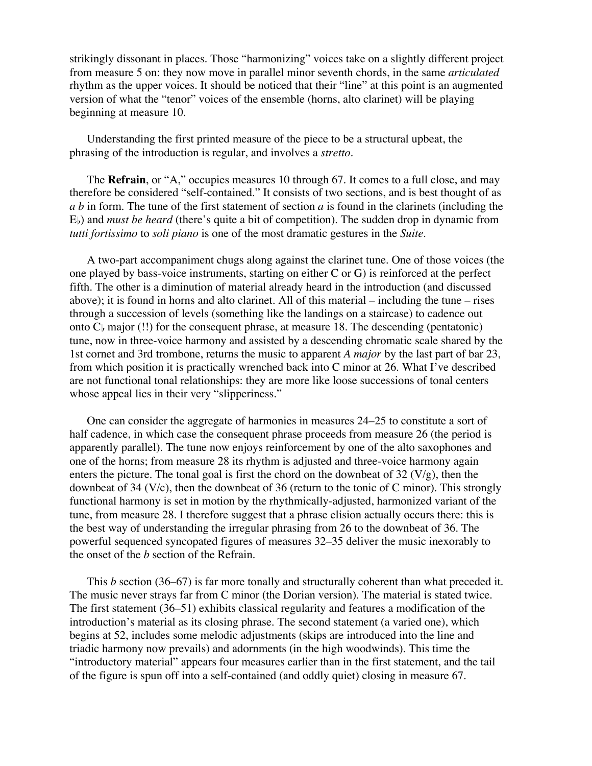strikingly dissonant in places. Those "harmonizing" voices take on a slightly different project from measure 5 on: they now move in parallel minor seventh chords, in the same *articulated* rhythm as the upper voices. It should be noticed that their "line" at this point is an augmented version of what the "tenor" voices of the ensemble (horns, alto clarinet) will be playing beginning at measure 10.

Understanding the first printed measure of the piece to be a structural upbeat, the phrasing of the introduction is regular, and involves a *stretto*.

The **Refrain**, or "A," occupies measures 10 through 67. It comes to a full close, and may therefore be considered "self-contained." It consists of two sections, and is best thought of as *a b* in form. The tune of the first statement of section *a* is found in the clarinets (including the E♭) and *must be heard* (there's quite a bit of competition). The sudden drop in dynamic from *tutti fortissimo* to *soli piano* is one of the most dramatic gestures in the *Suite*.

A two-part accompaniment chugs along against the clarinet tune. One of those voices (the one played by bass-voice instruments, starting on either C or G) is reinforced at the perfect fifth. The other is a diminution of material already heard in the introduction (and discussed above); it is found in horns and alto clarinet. All of this material – including the tune – rises through a succession of levels (something like the landings on a staircase) to cadence out onto C♭ major (!!) for the consequent phrase, at measure 18. The descending (pentatonic) tune, now in three-voice harmony and assisted by a descending chromatic scale shared by the 1st cornet and 3rd trombone, returns the music to apparent *A major* by the last part of bar 23, from which position it is practically wrenched back into C minor at 26. What I've described are not functional tonal relationships: they are more like loose successions of tonal centers whose appeal lies in their very "slipperiness."

One can consider the aggregate of harmonies in measures 24–25 to constitute a sort of half cadence, in which case the consequent phrase proceeds from measure 26 (the period is apparently parallel). The tune now enjoys reinforcement by one of the alto saxophones and one of the horns; from measure 28 its rhythm is adjusted and three-voice harmony again enters the picture. The tonal goal is first the chord on the downbeat of 32 (V/g), then the downbeat of 34 (V/c), then the downbeat of 36 (return to the tonic of C minor). This strongly functional harmony is set in motion by the rhythmically-adjusted, harmonized variant of the tune, from measure 28. I therefore suggest that a phrase elision actually occurs there: this is the best way of understanding the irregular phrasing from 26 to the downbeat of 36. The powerful sequenced syncopated figures of measures 32–35 deliver the music inexorably to the onset of the *b* section of the Refrain.

This *b* section (36–67) is far more tonally and structurally coherent than what preceded it. The music never strays far from C minor (the Dorian version). The material is stated twice. The first statement (36–51) exhibits classical regularity and features a modification of the introduction's material as its closing phrase. The second statement (a varied one), which begins at 52, includes some melodic adjustments (skips are introduced into the line and triadic harmony now prevails) and adornments (in the high woodwinds). This time the "introductory material" appears four measures earlier than in the first statement, and the tail of the figure is spun off into a self-contained (and oddly quiet) closing in measure 67.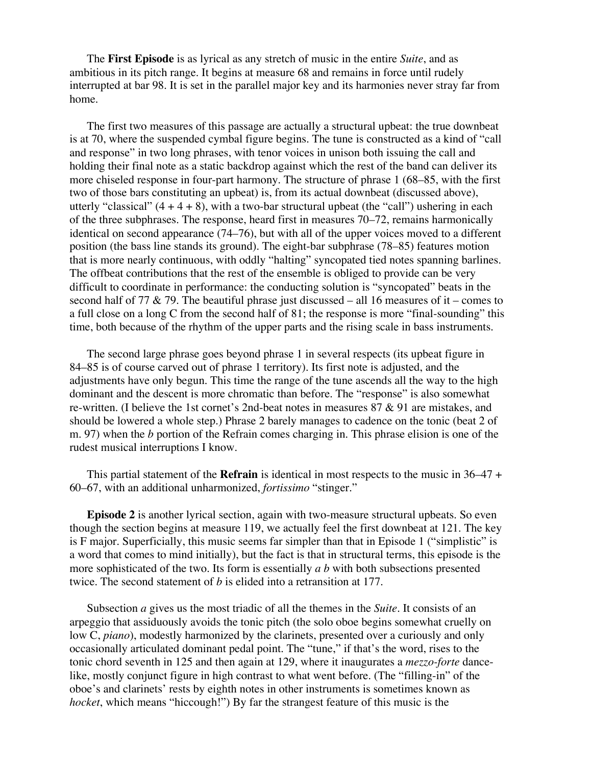The **First Episode** is as lyrical as any stretch of music in the entire *Suite*, and as ambitious in its pitch range. It begins at measure 68 and remains in force until rudely interrupted at bar 98. It is set in the parallel major key and its harmonies never stray far from home.

The first two measures of this passage are actually a structural upbeat: the true downbeat is at 70, where the suspended cymbal figure begins. The tune is constructed as a kind of "call and response" in two long phrases, with tenor voices in unison both issuing the call and holding their final note as a static backdrop against which the rest of the band can deliver its more chiseled response in four-part harmony. The structure of phrase 1 (68–85, with the first two of those bars constituting an upbeat) is, from its actual downbeat (discussed above), utterly "classical" (4 + 4 + 8), with a two-bar structural upbeat (the "call") ushering in each of the three subphrases. The response, heard first in measures 70–72, remains harmonically identical on second appearance (74–76), but with all of the upper voices moved to a different position (the bass line stands its ground). The eight-bar subphrase (78–85) features motion that is more nearly continuous, with oddly "halting" syncopated tied notes spanning barlines. The offbeat contributions that the rest of the ensemble is obliged to provide can be very difficult to coordinate in performance: the conducting solution is "syncopated" beats in the second half of 77 & 79. The beautiful phrase just discussed – all 16 measures of it – comes to a full close on a long C from the second half of 81; the response is more "final-sounding" this time, both because of the rhythm of the upper parts and the rising scale in bass instruments.

The second large phrase goes beyond phrase 1 in several respects (its upbeat figure in 84–85 is of course carved out of phrase 1 territory). Its first note is adjusted, and the adjustments have only begun. This time the range of the tune ascends all the way to the high dominant and the descent is more chromatic than before. The "response" is also somewhat re-written. (I believe the 1st cornet's 2nd-beat notes in measures 87 & 91 are mistakes, and should be lowered a whole step.) Phrase 2 barely manages to cadence on the tonic (beat 2 of m. 97) when the *b* portion of the Refrain comes charging in. This phrase elision is one of the rudest musical interruptions I know.

This partial statement of the **Refrain** is identical in most respects to the music in 36–47 + 60–67, with an additional unharmonized, *fortissimo* "stinger."

**Episode 2** is another lyrical section, again with two-measure structural upbeats. So even though the section begins at measure 119, we actually feel the first downbeat at 121. The key is F major. Superficially, this music seems far simpler than that in Episode 1 ("simplistic" is a word that comes to mind initially), but the fact is that in structural terms, this episode is the more sophisticated of the two. Its form is essentially *a b* with both subsections presented twice. The second statement of *b* is elided into a retransition at 177.

Subsection *a* gives us the most triadic of all the themes in the *Suite*. It consists of an arpeggio that assiduously avoids the tonic pitch (the solo oboe begins somewhat cruelly on low C, *piano*), modestly harmonized by the clarinets, presented over a curiously and only occasionally articulated dominant pedal point. The "tune," if that's the word, rises to the tonic chord seventh in 125 and then again at 129, where it inaugurates a *mezzo-forte* dance-like, mostly conjunct figure in high contrast to what went before. (The "filling-in" of the oboe's and clarinets' rests by eighth notes in other instruments is sometimes known as *hocket*, which means "hiccough!") By far the strangest feature of this music is the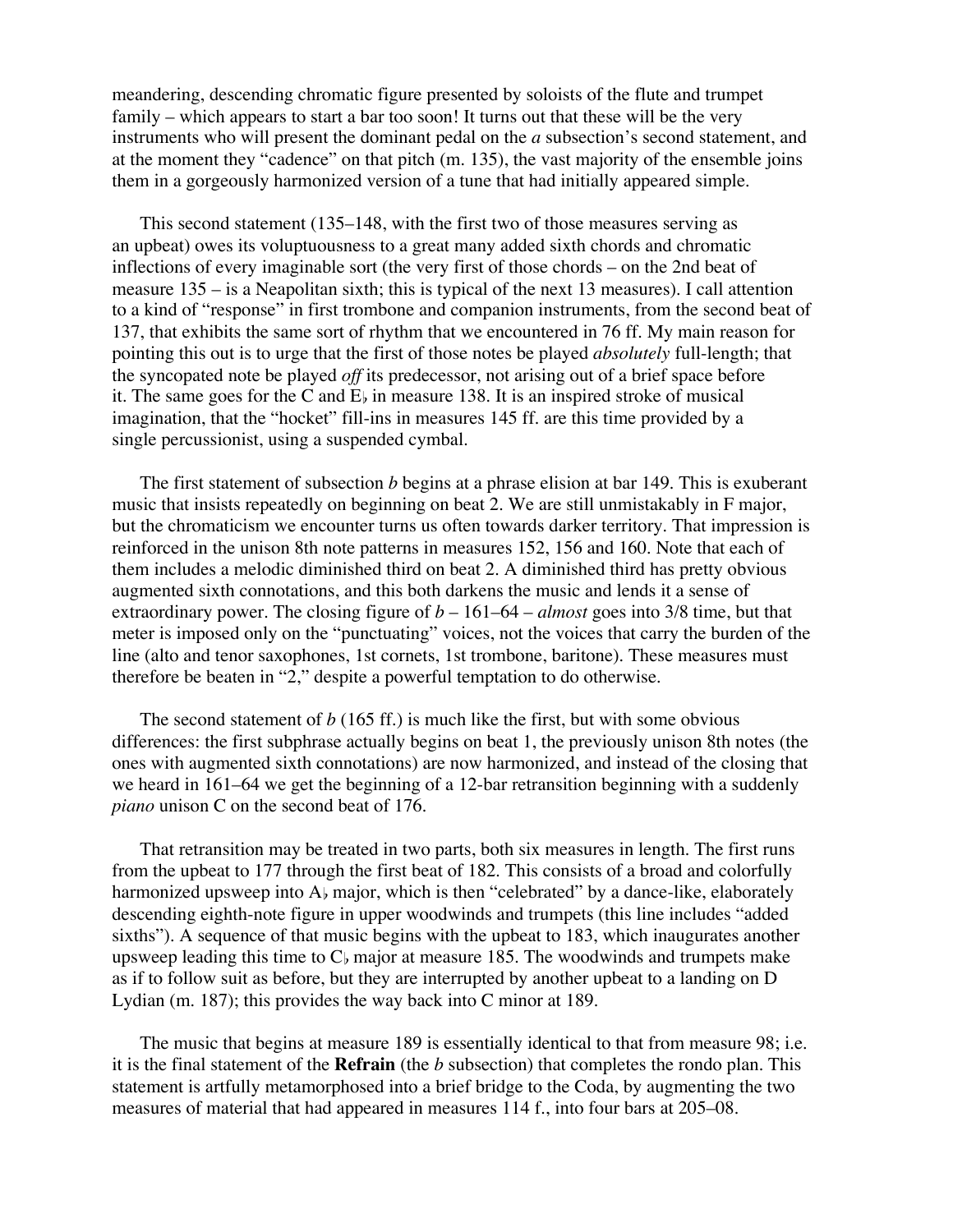meandering, descending chromatic figure presented by soloists of the flute and trumpet family – which appears to start a bar too soon! It turns out that these will be the very instruments who will present the dominant pedal on the *a* subsection's second statement, and at the moment they "cadence" on that pitch (m. 135), the vast majority of the ensemble joins them in a gorgeously harmonized version of a tune that had initially appeared simple.

This second statement (135–148, with the first two of those measures serving as an upbeat) owes its voluptuousness to a great many added sixth chords and chromatic inflections of every imaginable sort (the very first of those chords – on the 2nd beat of measure 135 – is a Neapolitan sixth; this is typical of the next 13 measures). I call attention to a kind of "response" in first trombone and companion instruments, from the second beat of 137, that exhibits the same sort of rhythm that we encountered in 76 ff. My main reason for pointing this out is to urge that the first of those notes be played *absolutely* full-length; that the syncopated note be played *off* its predecessor, not arising out of a brief space before it. The same goes for the C and E♭ in measure 138. It is an inspired stroke of musical imagination, that the "hocket" fill-ins in measures 145 ff. are this time provided by a single percussionist, using a suspended cymbal.

The first statement of subsection *b* begins at a phrase elision at bar 149. This is exuberant music that insists repeatedly on beginning on beat 2. We are still unmistakably in F major, but the chromaticism we encounter turns us often towards darker territory. That impression is reinforced in the unison 8th note patterns in measures 152, 156 and 160. Note that each of them includes a melodic diminished third on beat 2. A diminished third has pretty obvious augmented sixth connotations, and this both darkens the music and lends it a sense of extraordinary power. The closing figure of *b* – 161–64 – *almost* goes into 3/8 time, but that meter is imposed only on the "punctuating" voices, not the voices that carry the burden of the line (alto and tenor saxophones, 1st cornets, 1st trombone, baritone). These measures must therefore be beaten in "2," despite a powerful temptation to do otherwise.

The second statement of *b* (165 ff.) is much like the first, but with some obvious differences: the first subphrase actually begins on beat 1, the previously unison 8th notes (the ones with augmented sixth connotations) are now harmonized, and instead of the closing that we heard in 161–64 we get the beginning of a 12-bar retransition beginning with a suddenly *piano* unison C on the second beat of 176.

That retransition may be treated in two parts, both six measures in length. The first runs from the upbeat to 177 through the first beat of 182. This consists of a broad and colorfully harmonized upsweep into A♭ major, which is then "celebrated" by a dance-like, elaborately descending eighth-note figure in upper woodwinds and trumpets (this line includes "added sixths"). A sequence of that music begins with the upbeat to 183, which inaugurates another upsweep leading this time to C♭ major at measure 185. The woodwinds and trumpets make as if to follow suit as before, but they are interrupted by another upbeat to a landing on D Lydian (m. 187); this provides the way back into C minor at 189.

The music that begins at measure 189 is essentially identical to that from measure 98; i.e. it is the final statement of the **Refrain** (the *b* subsection) that completes the rondo plan. This statement is artfully metamorphosed into a brief bridge to the Coda, by augmenting the two measures of material that had appeared in measures 114 f., into four bars at 205–08.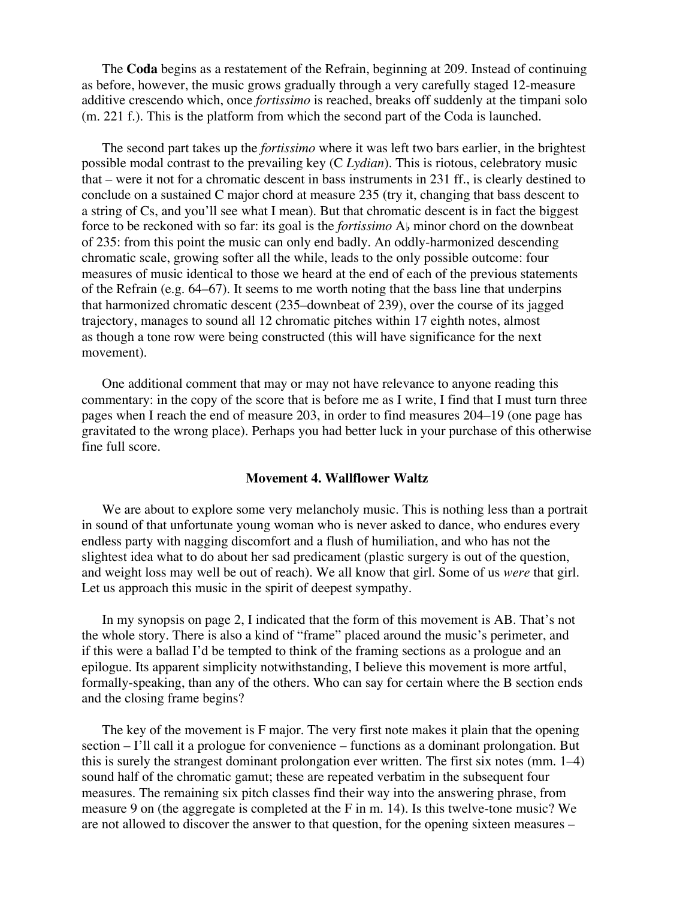The **Coda** begins as a restatement of the Refrain, beginning at 209. Instead of continuing as before, however, the music grows gradually through a very carefully staged 12-measure additive crescendo which, once *fortissimo* is reached, breaks off suddenly at the timpani solo (m. 221 f.). This is the platform from which the second part of the Coda is launched.

The second part takes up the *fortissimo* where it was left two bars earlier, in the brightest possible modal contrast to the prevailing key (C *Lydian*). This is riotous, celebratory music that – were it not for a chromatic descent in bass instruments in 231 ff., is clearly destined to conclude on a sustained C major chord at measure 235 (try it, changing that bass descent to a string of Cs, and you'll see what I mean). But that chromatic descent is in fact the biggest force to be reckoned with so far: its goal is the *fortissimo* A♭ minor chord on the downbeat of 235: from this point the music can only end badly. An oddly-harmonized descending chromatic scale, growing softer all the while, leads to the only possible outcome: four measures of music identical to those we heard at the end of each of the previous statements of the Refrain (e.g. 64–67). It seems to me worth noting that the bass line that underpins that harmonized chromatic descent (235–downbeat of 239), over the course of its jagged trajectory, manages to sound all 12 chromatic pitches within 17 eighth notes, almost as though a tone row were being constructed (this will have significance for the next movement).

One additional comment that may or may not have relevance to anyone reading this commentary: in the copy of the score that is before me as I write, I find that I must turn three pages when I reach the end of measure 203, in order to find measures 204–19 (one page has gravitated to the wrong place). Perhaps you had better luck in your purchase of this otherwise fine full score.

### Movement 4. Wallflower Waltz

We are about to explore some very melancholy music. This is nothing less than a portrait in sound of that unfortunate young woman who is never asked to dance, who endures every endless party with nagging discomfort and a flush of humiliation, and who has not the slightest idea what to do about her sad predicament (plastic surgery is out of the question, and weight loss may well be out of reach). We all know that girl. Some of us *were* that girl. Let us approach this music in the spirit of deepest sympathy.

In my synopsis on page 2, I indicated that the form of this movement is AB. That's not the whole story. There is also a kind of "frame" placed around the music's perimeter, and if this were a ballad I'd be tempted to think of the framing sections as a prologue and an epilogue. Its apparent simplicity notwithstanding, I believe this movement is more artful, formally-speaking, than any of the others. Who can say for certain where the B section ends and the closing frame begins?

The key of the movement is F major. The very first note makes it plain that the opening section – I'll call it a prologue for convenience – functions as a dominant prolongation. But this is surely the strangest dominant prolongation ever written. The first six notes (mm. 1–4) sound half of the chromatic gamut; these are repeated verbatim in the subsequent four measures. The remaining six pitch classes find their way into the answering phrase, from measure 9 on (the aggregate is completed at the F in m. 14). Is this twelve-tone music? We are not allowed to discover the answer to that question, for the opening sixteen measures –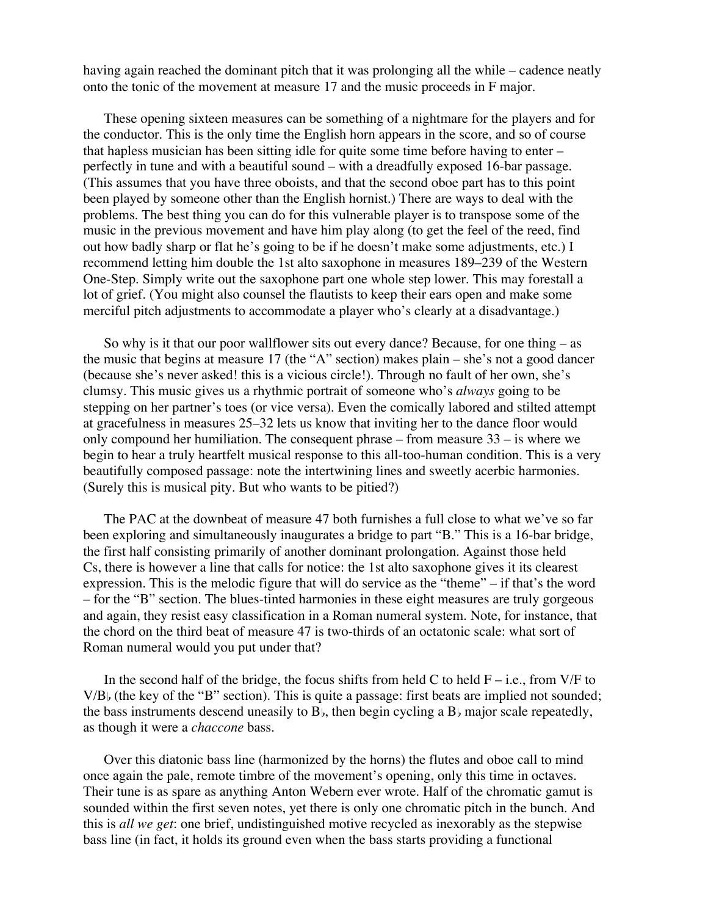having again reached the dominant pitch that it was prolonging all the while – cadence neatly onto the tonic of the movement at measure 17 and the music proceeds in F major.

These opening sixteen measures can be something of a nightmare for the players and for the conductor. This is the only time the English horn appears in the score, and so of course that hapless musician has been sitting idle for quite some time before having to enter – perfectly in tune and with a beautiful sound – with a dreadfully exposed 16-bar passage. (This assumes that you have three oboists, and that the second oboe part has to this point been played by someone other than the English hornist.) There are ways to deal with the problems. The best thing you can do for this vulnerable player is to transpose some of the music in the previous movement and have him play along (to get the feel of the reed, find out how badly sharp or flat he's going to be if he doesn't make some adjustments, etc.) I recommend letting him double the 1st alto saxophone in measures 189–239 of the Western One-Step. Simply write out the saxophone part one whole step lower. This may forestall a lot of grief. (You might also counsel the flautists to keep their ears open and make some merciful pitch adjustments to accommodate a player who's clearly at a disadvantage.)

So why is it that our poor wallflower sits out every dance? Because, for one thing – as the music that begins at measure 17 (the "A" section) makes plain – she's not a good dancer (because she's never asked! this is a vicious circle!). Through no fault of her own, she's clumsy. This music gives us a rhythmic portrait of someone who's *always* going to be stepping on her partner's toes (or vice versa). Even the comically labored and stilted attempt at gracefulness in measures 25–32 lets us know that inviting her to the dance floor would only compound her humiliation. The consequent phrase – from measure 33 – is where we begin to hear a truly heartfelt musical response to this all-too-human condition. This is a very beautifully composed passage: note the intertwining lines and sweetly acerbic harmonies. (Surely this is musical pity. But who wants to be pitied?)

The PAC at the downbeat of measure 47 both furnishes a full close to what we've so far been exploring and simultaneously inaugurates a bridge to part "B." This is a 16-bar bridge, the first half consisting primarily of another dominant prolongation. Against those held Cs, there is however a line that calls for notice: the 1st alto saxophone gives it its clearest expression. This is the melodic figure that will do service as the "theme" – if that's the word – for the "B" section. The blues-tinted harmonies in these eight measures are truly gorgeous and again, they resist easy classification in a Roman numeral system. Note, for instance, that the chord on the third beat of measure 47 is two-thirds of an octatonic scale: what sort of Roman numeral would you put under that?

In the second half of the bridge, the focus shifts from held C to held F – i.e., from V/F to V/B♭ (the key of the "B" section). This is quite a passage: first beats are implied not sounded; the bass instruments descend uneasily to B♭, then begin cycling a B♭ major scale repeatedly, as though it were a *chaccone* bass.

Over this diatonic bass line (harmonized by the horns) the flutes and oboe call to mind once again the pale, remote timbre of the movement's opening, only this time in octaves. Their tune is as spare as anything Anton Webern ever wrote. Half of the chromatic gamut is sounded within the first seven notes, yet there is only one chromatic pitch in the bunch. And this is *all we get*: one brief, undistinguished motive recycled as inexorably as the stepwise bass line (in fact, it holds its ground even when the bass starts providing a functional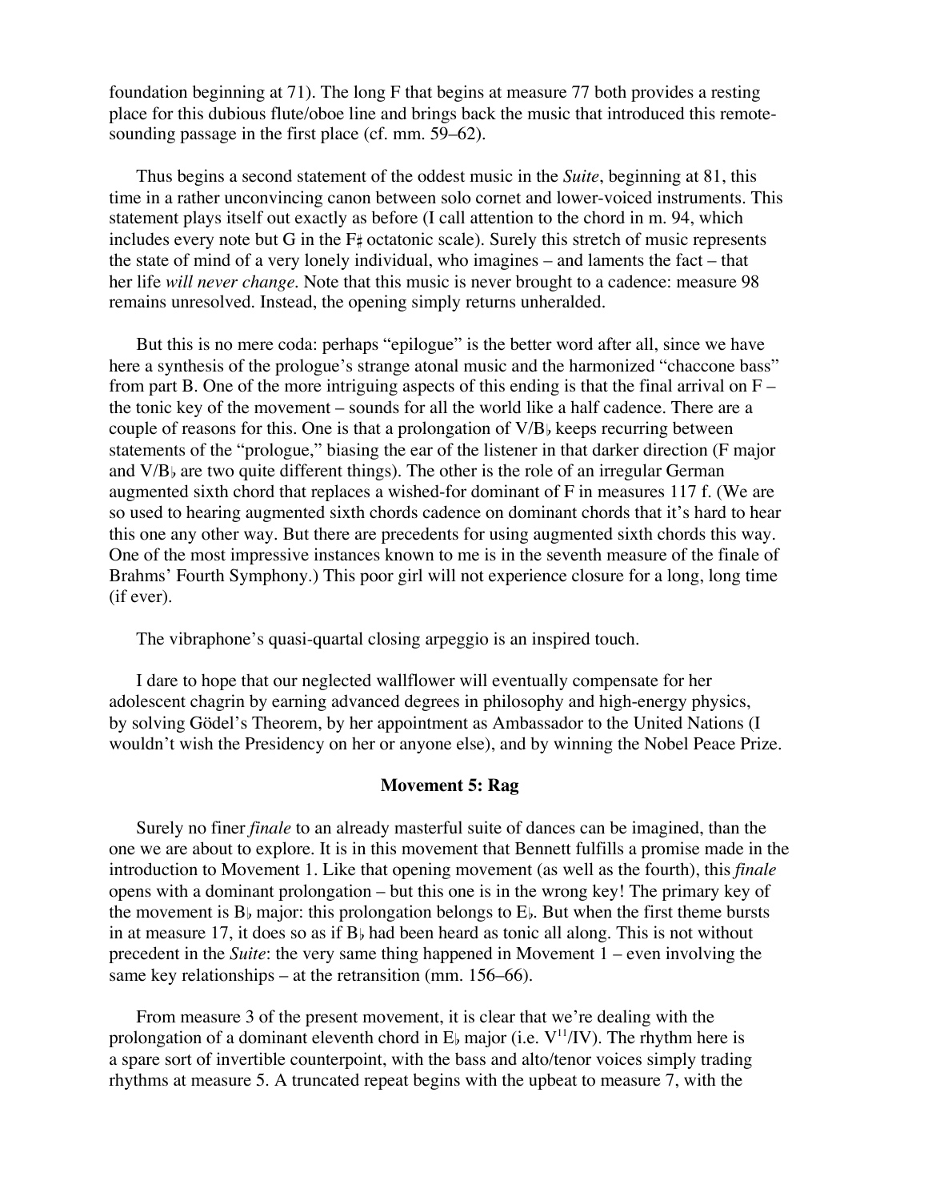foundation beginning at 71). The long F that begins at measure 77 both provides a resting place for this dubious flute/oboe line and brings back the music that introduced this remote-sounding passage in the first place (cf. mm. 59–62).

Thus begins a second statement of the oddest music in the *Suite*, beginning at 81, this time in a rather unconvincing canon between solo cornet and lower-voiced instruments. This statement plays itself out exactly as before (I call attention to the chord in m. 94, which includes every note but G in the F♯ octatonic scale). Surely this stretch of music represents the state of mind of a very lonely individual, who imagines – and laments the fact – that her life *will never change*. Note that this music is never brought to a cadence: measure 98 remains unresolved. Instead, the opening simply returns unheralded.

But this is no mere coda: perhaps "epilogue" is the better word after all, since we have here a synthesis of the prologue's strange atonal music and the harmonized "chaccone bass" from part B. One of the more intriguing aspects of this ending is that the final arrival on F – the tonic key of the movement – sounds for all the world like a half cadence. There are a couple of reasons for this. One is that a prolongation of V/B♭ keeps recurring between statements of the "prologue," biasing the ear of the listener in that darker direction (F major and V/B♭ are two quite different things). The other is the role of an irregular German augmented sixth chord that replaces a wished-for dominant of F in measures 117 f. (We are so used to hearing augmented sixth chords cadence on dominant chords that it's hard to hear this one any other way. But there are precedents for using augmented sixth chords this way. One of the most impressive instances known to me is in the seventh measure of the finale of Brahms' Fourth Symphony.) This poor girl will not experience closure for a long, long time (if ever).

The vibraphone's quasi-quartal closing arpeggio is an inspired touch.

I dare to hope that our neglected wallflower will eventually compensate for her adolescent chagrin by earning advanced degrees in philosophy and high-energy physics, by solving Gödel's Theorem, by her appointment as Ambassador to the United Nations (I wouldn't wish the Presidency on her or anyone else), and by winning the Nobel Peace Prize.

### Movement 5: Rag

Surely no finer *finale* to an already masterful suite of dances can be imagined, than the one we are about to explore. It is in this movement that Bennett fulfills a promise made in the introduction to Movement 1. Like that opening movement (as well as the fourth), this *finale* opens with a dominant prolongation – but this one is in the wrong key! The primary key of the movement is B♭ major: this prolongation belongs to E♭. But when the first theme bursts in at measure 17, it does so as if B♭ had been heard as tonic all along. This is not without precedent in the *Suite*: the very same thing happened in Movement 1 – even involving the same key relationships – at the retransition (mm. 156–66).

From measure 3 of the present movement, it is clear that we're dealing with the prolongation of a dominant eleventh chord in E♭ major (i.e. $V^{11}$/IV). The rhythm here is a spare sort of invertible counterpoint, with the bass and alto/tenor voices simply trading rhythms at measure 5. A truncated repeat begins with the upbeat to measure 7, with the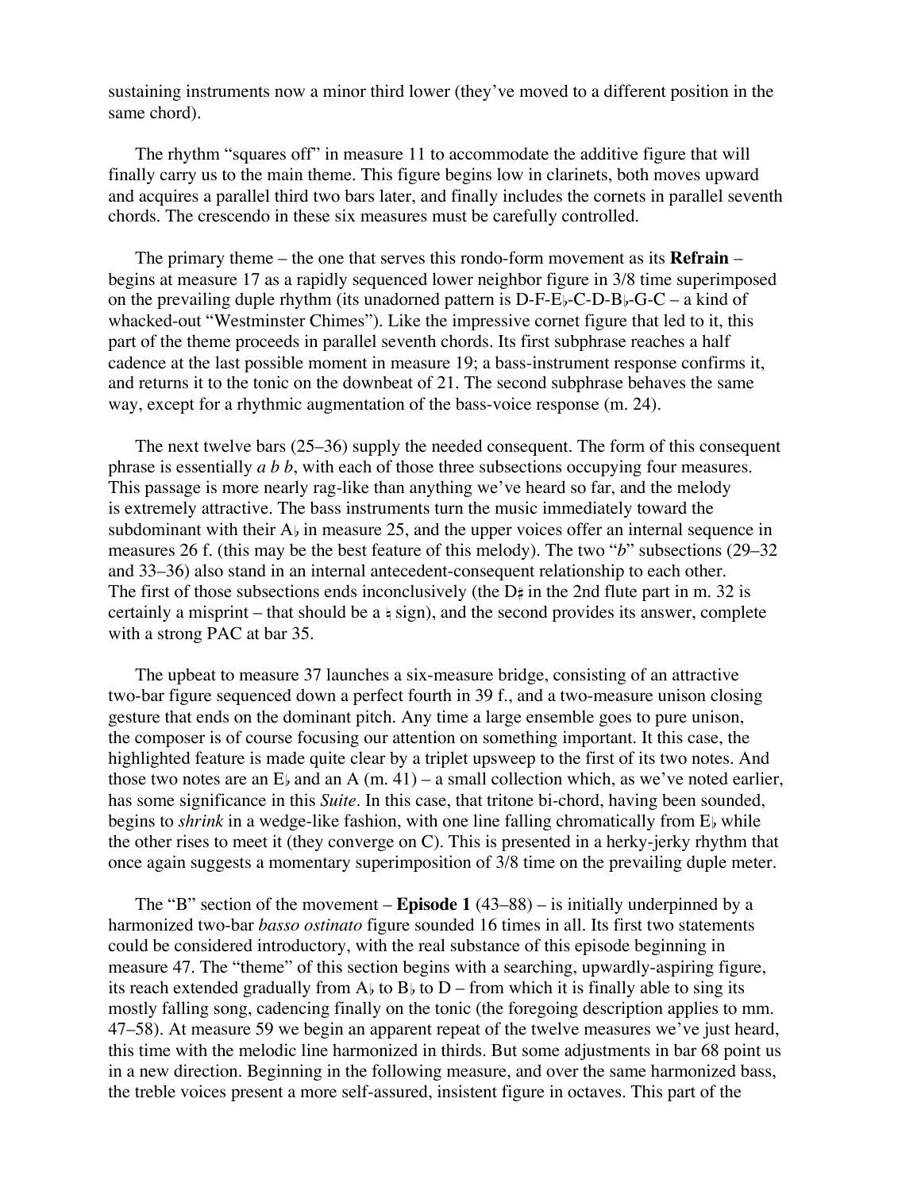sustaining instruments now a minor third lower (they've moved to a different position in the same chord).

The rhythm "squares off" in measure 11 to accommodate the additive figure that will finally carry us to the main theme. This figure begins low in clarinets, both moves upward and acquires a parallel third two bars later, and finally includes the cornets in parallel seventh chords. The crescendo in these six measures must be carefully controlled.

The primary theme – the one that serves this rondo-form movement as its **Refrain** – begins at measure 17 as a rapidly sequenced lower neighbor figure in 3/8 time superimposed on the prevailing duple rhythm (its unadorned pattern is D-F-E♭-C-D-B♭-G-C – a kind of whacked-out "Westminster Chimes"). Like the impressive cornet figure that led to it, this part of the theme proceeds in parallel seventh chords. Its first subphrase reaches a half cadence at the last possible moment in measure 19; a bass-instrument response confirms it, and returns it to the tonic on the downbeat of 21. The second subphrase behaves the same way, except for a rhythmic augmentation of the bass-voice response (m. 24).

The next twelve bars (25–36) supply the needed consequent. The form of this consequent phrase is essentially *a b b*, with each of those three subsections occupying four measures. This passage is more nearly rag-like than anything we've heard so far, and the melody is extremely attractive. The bass instruments turn the music immediately toward the subdominant with their A♭ in measure 25, and the upper voices offer an internal sequence in measures 26 f. (this may be the best feature of this melody). The two "*b*" subsections (29–32 and 33–36) also stand in an internal antecedent-consequent relationship to each other. The first of those subsections ends inconclusively (the D♯ in the 2nd flute part in m. 32 is certainly a misprint – that should be a ♮ sign), and the second provides its answer, complete with a strong PAC at bar 35.

The upbeat to measure 37 launches a six-measure bridge, consisting of an attractive two-bar figure sequenced down a perfect fourth in 39 f., and a two-measure unison closing gesture that ends on the dominant pitch. Any time a large ensemble goes to pure unison, the composer is of course focusing our attention on something important. It this case, the highlighted feature is made quite clear by a triplet upsweep to the first of its two notes. And those two notes are an E♭ and an A (m. 41) – a small collection which, as we've noted earlier, has some significance in this *Suite*. In this case, that tritone bi-chord, having been sounded, begins to *shrink* in a wedge-like fashion, with one line falling chromatically from E♭ while the other rises to meet it (they converge on C). This is presented in a herky-jerky rhythm that once again suggests a momentary superimposition of 3/8 time on the prevailing duple meter.

The "B" section of the movement – **Episode 1** (43–88) – is initially underpinned by a harmonized two-bar *basso ostinato* figure sounded 16 times in all. Its first two statements could be considered introductory, with the real substance of this episode beginning in measure 47. The "theme" of this section begins with a searching, upwardly-aspiring figure, its reach extended gradually from A♭ to B♭ to D – from which it is finally able to sing its mostly falling song, cadencing finally on the tonic (the foregoing description applies to mm. 47–58). At measure 59 we begin an apparent repeat of the twelve measures we've just heard, this time with the melodic line harmonized in thirds. But some adjustments in bar 68 point us in a new direction. Beginning in the following measure, and over the same harmonized bass, the treble voices present a more self-assured, insistent figure in octaves. This part of the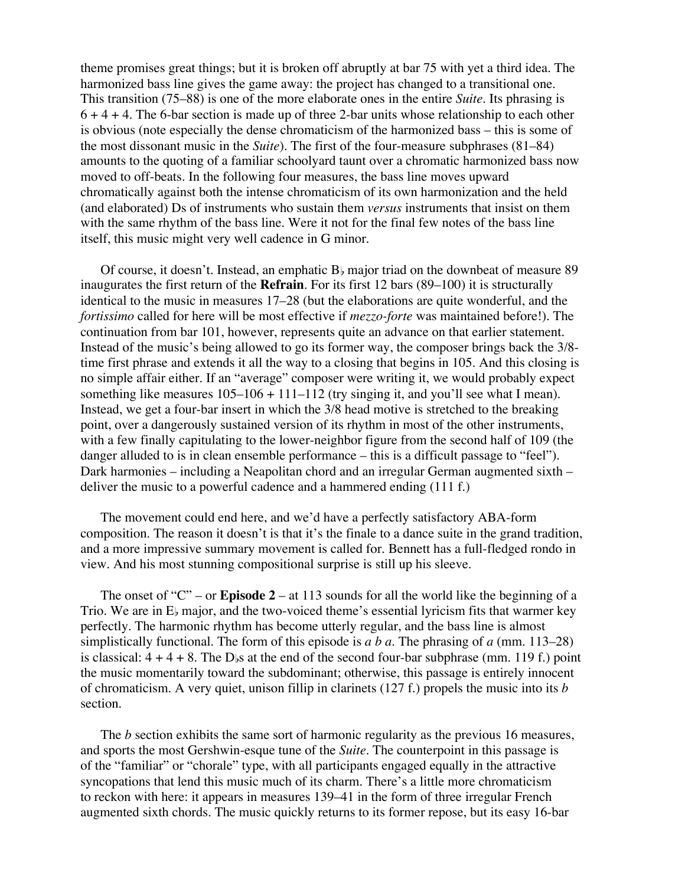theme promises great things; but it is broken off abruptly at bar 75 with yet a third idea. The harmonized bass line gives the game away: the project has changed to a transitional one. This transition (75–88) is one of the more elaborate ones in the entire *Suite*. Its phrasing is 6 + 4 + 4. The 6-bar section is made up of three 2-bar units whose relationship to each other is obvious (note especially the dense chromaticism of the harmonized bass – this is some of the most dissonant music in the *Suite*). The first of the four-measure subphrases (81–84) amounts to the quoting of a familiar schoolyard taunt over a chromatic harmonized bass now moved to off-beats. In the following four measures, the bass line moves upward chromatically against both the intense chromaticism of its own harmonization and the held (and elaborated) Ds of instruments who sustain them *versus* instruments that insist on them with the same rhythm of the bass line. Were it not for the final few notes of the bass line itself, this music might very well cadence in G minor.

Of course, it doesn't. Instead, an emphatic B♭ major triad on the downbeat of measure 89 inaugurates the first return of the **Refrain**. For its first 12 bars (89–100) it is structurally identical to the music in measures 17–28 (but the elaborations are quite wonderful, and the *fortissimo* called for here will be most effective if *mezzo-forte* was maintained before!). The continuation from bar 101, however, represents quite an advance on that earlier statement. Instead of the music's being allowed to go its former way, the composer brings back the 3/8-time first phrase and extends it all the way to a closing that begins in 105. And this closing is no simple affair either. If an "average" composer were writing it, we would probably expect something like measures 105–106 + 111–112 (try singing it, and you'll see what I mean). Instead, we get a four-bar insert in which the 3/8 head motive is stretched to the breaking point, over a dangerously sustained version of its rhythm in most of the other instruments, with a few finally capitulating to the lower-neighbor figure from the second half of 109 (the danger alluded to is in clean ensemble performance – this is a difficult passage to "feel"). Dark harmonies – including a Neapolitan chord and an irregular German augmented sixth – deliver the music to a powerful cadence and a hammered ending (111 f.)

The movement could end here, and we'd have a perfectly satisfactory ABA-form composition. The reason it doesn't is that it's the finale to a dance suite in the grand tradition, and a more impressive summary movement is called for. Bennett has a full-fledged rondo in view. And his most stunning compositional surprise is still up his sleeve.

The onset of "C" – or **Episode 2** – at 113 sounds for all the world like the beginning of a Trio. We are in E♭ major, and the two-voiced theme's essential lyricism fits that warmer key perfectly. The harmonic rhythm has become utterly regular, and the bass line is almost simplistically functional. The form of this episode is *a b a*. The phrasing of *a* (mm. 113–28) is classical: 4 + 4 + 8. The D♭s at the end of the second four-bar subphrase (mm. 119 f.) point the music momentarily toward the subdominant; otherwise, this passage is entirely innocent of chromaticism. A very quiet, unison fillip in clarinets (127 f.) propels the music into its *b* section.

The *b* section exhibits the same sort of harmonic regularity as the previous 16 measures, and sports the most Gershwin-esque tune of the *Suite*. The counterpoint in this passage is of the "familiar" or "chorale" type, with all participants engaged equally in the attractive syncopations that lend this music much of its charm. There's a little more chromaticism to reckon with here: it appears in measures 139–41 in the form of three irregular French augmented sixth chords. The music quickly returns to its former repose, but its easy 16-bar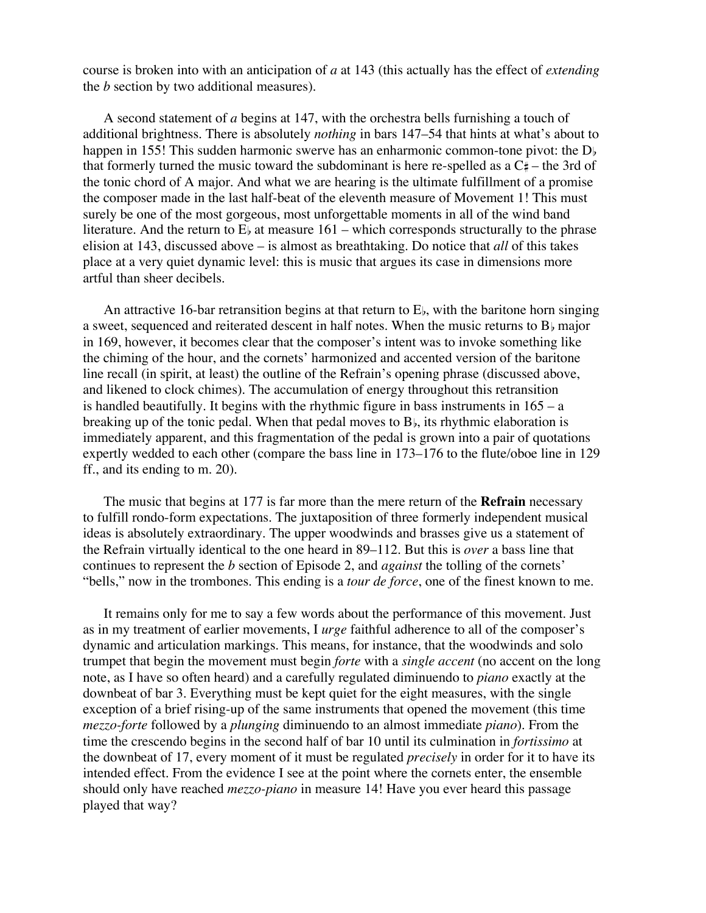course is broken into with an anticipation of *a* at 143 (this actually has the effect of *extending* the *b* section by two additional measures).

A second statement of *a* begins at 147, with the orchestra bells furnishing a touch of additional brightness. There is absolutely *nothing* in bars 147–54 that hints at what's about to happen in 155! This sudden harmonic swerve has an enharmonic common-tone pivot: the D♭ that formerly turned the music toward the subdominant is here re-spelled as a C♯ – the 3rd of the tonic chord of A major. And what we are hearing is the ultimate fulfillment of a promise the composer made in the last half-beat of the eleventh measure of Movement 1! This must surely be one of the most gorgeous, most unforgettable moments in all of the wind band literature. And the return to E♭ at measure 161 – which corresponds structurally to the phrase elision at 143, discussed above – is almost as breathtaking. Do notice that *all* of this takes place at a very quiet dynamic level: this is music that argues its case in dimensions more artful than sheer decibels.

An attractive 16-bar retransition begins at that return to E♭, with the baritone horn singing a sweet, sequenced and reiterated descent in half notes. When the music returns to B♭ major in 169, however, it becomes clear that the composer's intent was to invoke something like the chiming of the hour, and the cornets' harmonized and accented version of the baritone line recall (in spirit, at least) the outline of the Refrain's opening phrase (discussed above, and likened to clock chimes). The accumulation of energy throughout this retransition is handled beautifully. It begins with the rhythmic figure in bass instruments in 165 – a breaking up of the tonic pedal. When that pedal moves to B♭, its rhythmic elaboration is immediately apparent, and this fragmentation of the pedal is grown into a pair of quotations expertly wedded to each other (compare the bass line in 173–176 to the flute/oboe line in 129 ff., and its ending to m. 20).

The music that begins at 177 is far more than the mere return of the **Refrain** necessary to fulfill rondo-form expectations. The juxtaposition of three formerly independent musical ideas is absolutely extraordinary. The upper woodwinds and brasses give us a statement of the Refrain virtually identical to the one heard in 89–112. But this is *over* a bass line that continues to represent the *b* section of Episode 2, and *against* the tolling of the cornets' "bells," now in the trombones. This ending is a *tour de force*, one of the finest known to me.

It remains only for me to say a few words about the performance of this movement. Just as in my treatment of earlier movements, I *urge* faithful adherence to all of the composer's dynamic and articulation markings. This means, for instance, that the woodwinds and solo trumpet that begin the movement must begin *forte* with a *single accent* (no accent on the long note, as I have so often heard) and a carefully regulated diminuendo to *piano* exactly at the downbeat of bar 3. Everything must be kept quiet for the eight measures, with the single exception of a brief rising-up of the same instruments that opened the movement (this time *mezzo-forte* followed by a *plunging* diminuendo to an almost immediate *piano*). From the time the crescendo begins in the second half of bar 10 until its culmination in *fortissimo* at the downbeat of 17, every moment of it must be regulated *precisely* in order for it to have its intended effect. From the evidence I see at the point where the cornets enter, the ensemble should only have reached *mezzo-piano* in measure 14! Have you ever heard this passage played that way?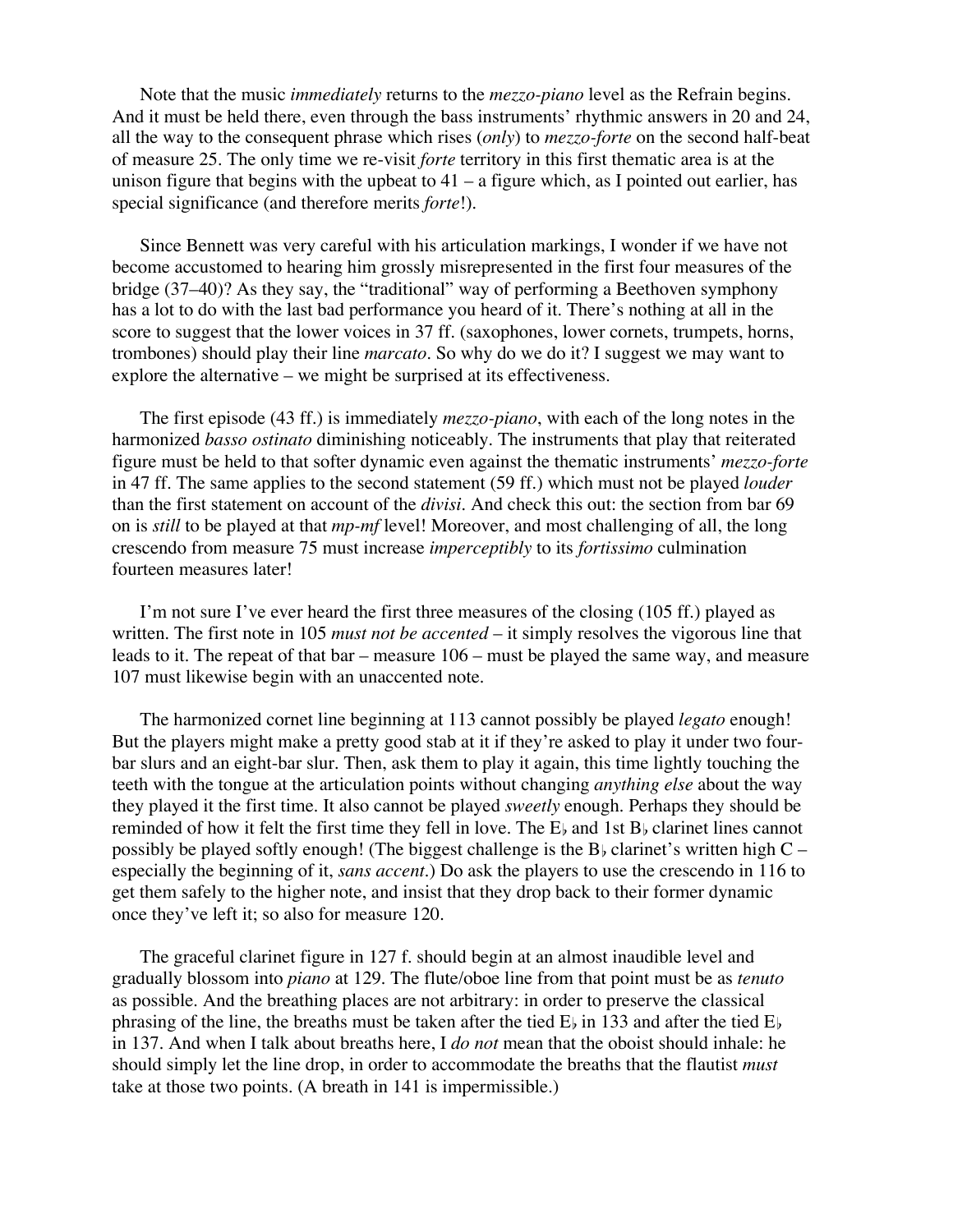Note that the music *immediately* returns to the *mezzo-piano* level as the Refrain begins. And it must be held there, even through the bass instruments' rhythmic answers in 20 and 24, all the way to the consequent phrase which rises (*only*) to *mezzo-forte* on the second half-beat of measure 25. The only time we re-visit *forte* territory in this first thematic area is at the unison figure that begins with the upbeat to 41 – a figure which, as I pointed out earlier, has special significance (and therefore merits *forte*!).

Since Bennett was very careful with his articulation markings, I wonder if we have not become accustomed to hearing him grossly misrepresented in the first four measures of the bridge (37–40)? As they say, the "traditional" way of performing a Beethoven symphony has a lot to do with the last bad performance you heard of it. There's nothing at all in the score to suggest that the lower voices in 37 ff. (saxophones, lower cornets, trumpets, horns, trombones) should play their line *marcato*. So why do we do it? I suggest we may want to explore the alternative – we might be surprised at its effectiveness.

The first episode (43 ff.) is immediately *mezzo-piano*, with each of the long notes in the harmonized *basso ostinato* diminishing noticeably. The instruments that play that reiterated figure must be held to that softer dynamic even against the thematic instruments' *mezzo-forte* in 47 ff. The same applies to the second statement (59 ff.) which must not be played *louder* than the first statement on account of the *divisi*. And check this out: the section from bar 69 on is *still* to be played at that *mp-mf* level! Moreover, and most challenging of all, the long crescendo from measure 75 must increase *imperceptibly* to its *fortissimo* culmination fourteen measures later!

I'm not sure I've ever heard the first three measures of the closing (105 ff.) played as written. The first note in 105 *must not be accented* – it simply resolves the vigorous line that leads to it. The repeat of that bar – measure 106 – must be played the same way, and measure 107 must likewise begin with an unaccented note.

The harmonized cornet line beginning at 113 cannot possibly be played *legato* enough! But the players might make a pretty good stab at it if they're asked to play it under two four-bar slurs and an eight-bar slur. Then, ask them to play it again, this time lightly touching the teeth with the tongue at the articulation points without changing *anything else* about the way they played it the first time. It also cannot be played *sweetly* enough. Perhaps they should be reminded of how it felt the first time they fell in love. The E♭ and 1st B♭ clarinet lines cannot possibly be played softly enough! (The biggest challenge is the B♭ clarinet's written high C – especially the beginning of it, *sans accent*.) Do ask the players to use the crescendo in 116 to get them safely to the higher note, and insist that they drop back to their former dynamic once they've left it; so also for measure 120.

The graceful clarinet figure in 127 f. should begin at an almost inaudible level and gradually blossom into *piano* at 129. The flute/oboe line from that point must be as *tenuto* as possible. And the breathing places are not arbitrary: in order to preserve the classical phrasing of the line, the breaths must be taken after the tied E♭ in 133 and after the tied E♭ in 137. And when I talk about breaths here, I *do not* mean that the oboist should inhale: he should simply let the line drop, in order to accommodate the breaths that the flautist *must* take at those two points. (A breath in 141 is impermissible.)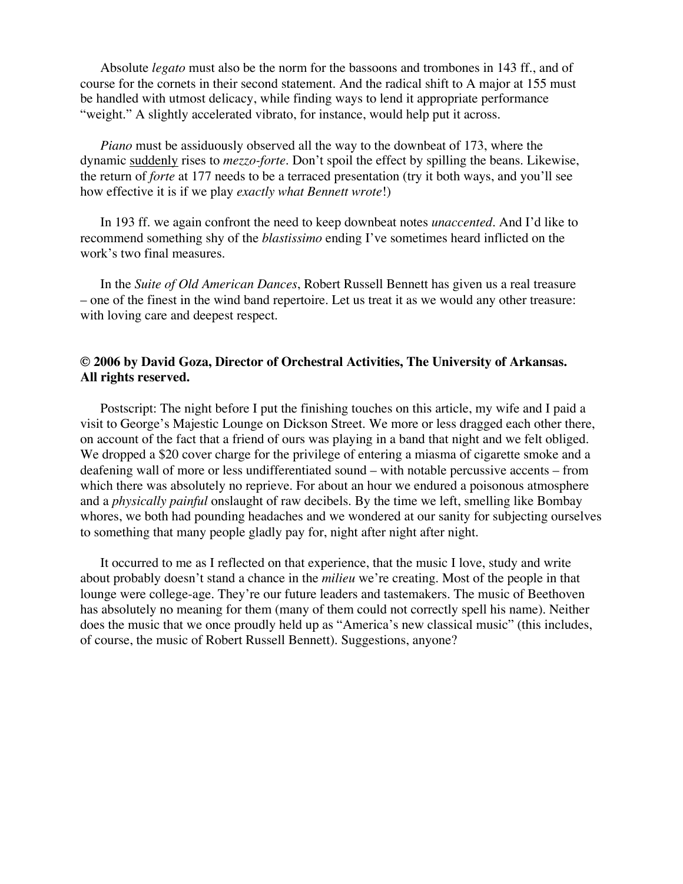Absolute *legato* must also be the norm for the bassoons and trombones in 143 ff., and of course for the cornets in their second statement. And the radical shift to A major at 155 must be handled with utmost delicacy, while finding ways to lend it appropriate performance "weight." A slightly accelerated vibrato, for instance, would help put it across.

*Piano* must be assiduously observed all the way to the downbeat of 173, where the dynamic <u>suddenly</u> rises to *mezzo-forte*. Don't spoil the effect by spilling the beans. Likewise, the return of *forte* at 177 needs to be a terraced presentation (try it both ways, and you'll see how effective it is if we play *exactly what Bennett wrote*!)

In 193 ff. we again confront the need to keep downbeat notes *unaccented*. And I'd like to recommend something shy of the *blastissimo* ending I've sometimes heard inflicted on the work's two final measures.

In the *Suite of Old American Dances*, Robert Russell Bennett has given us a real treasure – one of the finest in the wind band repertoire. Let us treat it as we would any other treasure: with loving care and deepest respect.

**© 2006 by David Goza, Director of Orchestral Activities, The University of Arkansas. All rights reserved.**

Postscript: The night before I put the finishing touches on this article, my wife and I paid a visit to George's Majestic Lounge on Dickson Street. We more or less dragged each other there, on account of the fact that a friend of ours was playing in a band that night and we felt obliged. We dropped a $20 cover charge for the privilege of entering a miasma of cigarette smoke and a deafening wall of more or less undifferentiated sound – with notable percussive accents – from which there was absolutely no reprieve. For about an hour we endured a poisonous atmosphere and a *physically painful* onslaught of raw decibels. By the time we left, smelling like Bombay whores, we both had pounding headaches and we wondered at our sanity for subjecting ourselves to something that many people gladly pay for, night after night after night.

It occurred to me as I reflected on that experience, that the music I love, study and write about probably doesn't stand a chance in the *milieu* we're creating. Most of the people in that lounge were college-age. They're our future leaders and tastemakers. The music of Beethoven has absolutely no meaning for them (many of them could not correctly spell his name). Neither does the music that we once proudly held up as "America's new classical music" (this includes, of course, the music of Robert Russell Bennett). Suggestions, anyone?